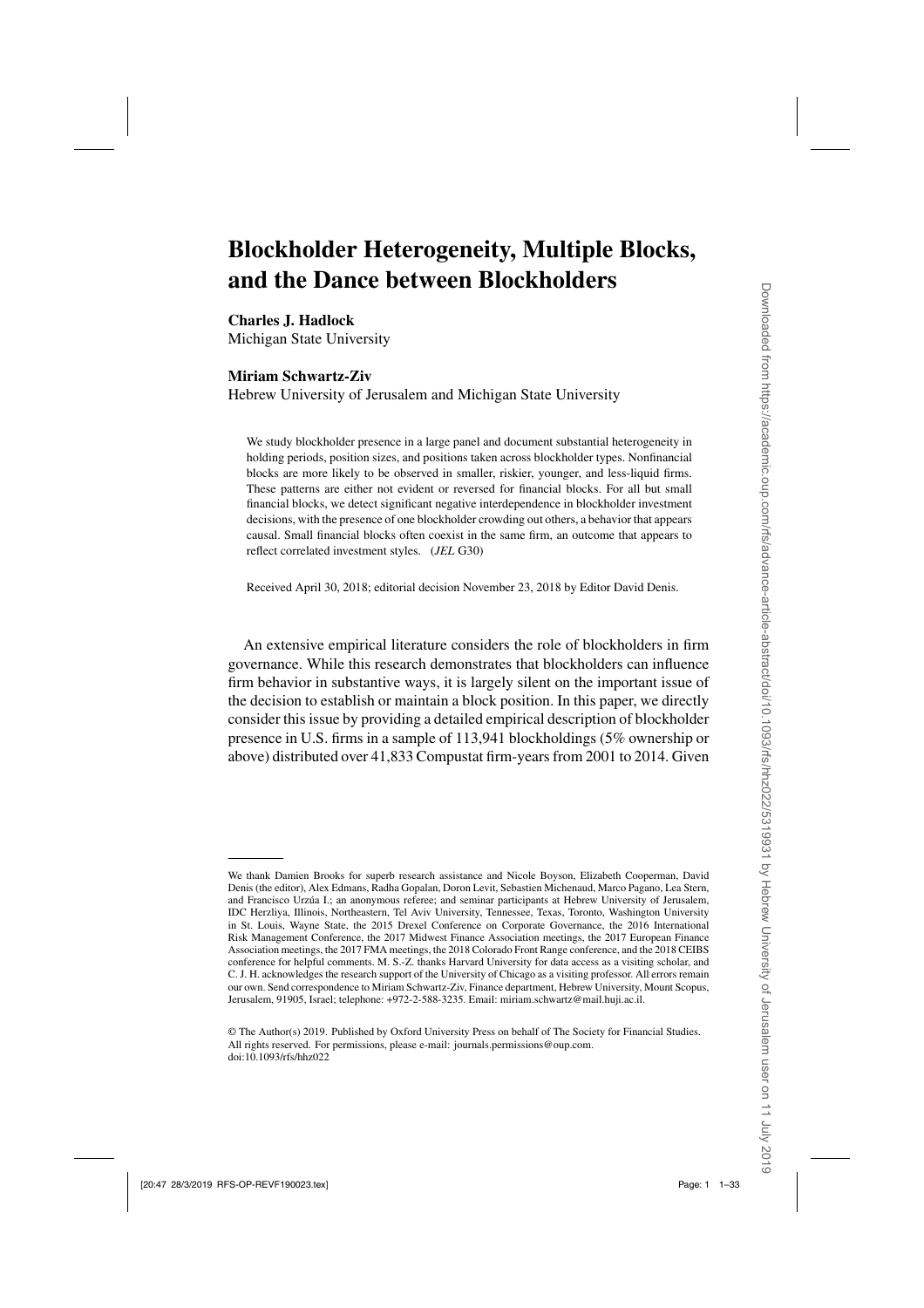# Blockholder Heterogeneity, Multiple Blocks, and the Dance between Blockholders

**Charles J. Hadlock**
Michigan State University

**Miriam Schwartz-Ziv**
Hebrew University of Jerusalem and Michigan State University

We study blockholder presence in a large panel and document substantial heterogeneity in holding periods, position sizes, and positions taken across blockholder types. Nonfinancial blocks are more likely to be observed in smaller, riskier, younger, and less-liquid firms. These patterns are either not evident or reversed for financial blocks. For all but small financial blocks, we detect significant negative interdependence in blockholder investment decisions, with the presence of one blockholder crowding out others, a behavior that appears causal. Small financial blocks often coexist in the same firm, an outcome that appears to reflect correlated investment styles. (*JEL* G30)

Received April 30, 2018; editorial decision November 23, 2018 by Editor David Denis.

An extensive empirical literature considers the role of blockholders in firm governance. While this research demonstrates that blockholders can influence firm behavior in substantive ways, it is largely silent on the important issue of the decision to establish or maintain a block position. In this paper, we directly consider this issue by providing a detailed empirical description of blockholder presence in U.S. firms in a sample of 113,941 blockholdings (5% ownership or above) distributed over 41,833 Compustat firm-years from 2001 to 2014. Given

We thank Damien Brooks for superb research assistance and Nicole Boyson, Elizabeth Cooperman, David Denis (the editor), Alex Edmans, Radha Gopalan, Doron Levit, Sebastien Michenaud, Marco Pagano, Lea Stern, and Francisco Urzúa I.; an anonymous referee; and seminar participants at Hebrew University of Jerusalem, IDC Herzliya, Illinois, Northeastern, Tel Aviv University, Tennessee, Texas, Toronto, Washington University in St. Louis, Wayne State, the 2015 Drexel Conference on Corporate Governance, the 2016 International Risk Management Conference, the 2017 Midwest Finance Association meetings, the 2017 European Finance Association meetings, the 2017 FMA meetings, the 2018 Colorado Front Range conference, and the 2018 CEIBS conference for helpful comments. M. S.-Z. thanks Harvard University for data access as a visiting scholar, and C. J. H. acknowledges the research support of the University of Chicago as a visiting professor. All errors remain our own. Send correspondence to Miriam Schwartz-Ziv, Finance department, Hebrew University, Mount Scopus, Jerusalem, 91905, Israel; telephone: +972-2-588-3235. Email: miriam.schwartz@mail.huji.ac.il.

© The Author(s) 2019. Published by Oxford University Press on behalf of The Society for Financial Studies. All rights reserved. For permissions, please e-mail: journals.permissions@oup.com.
doi:10.1093/rfs/hhz022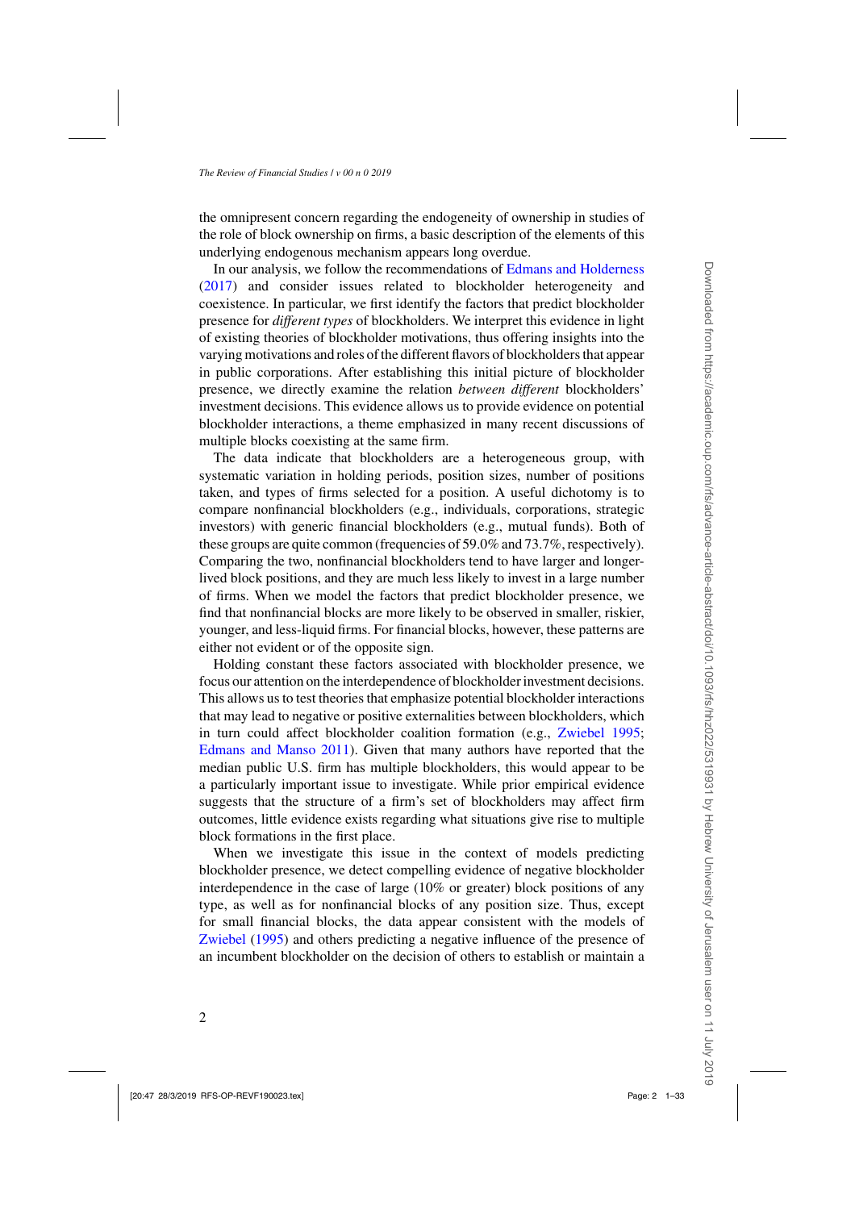the omnipresent concern regarding the endogeneity of ownership in studies of the role of block ownership on firms, a basic description of the elements of this underlying endogenous mechanism appears long overdue.

In our analysis, we follow the recommendations of Edmans and Holderness (2017) and consider issues related to blockholder heterogeneity and coexistence. In particular, we first identify the factors that predict blockholder presence for *different types* of blockholders. We interpret this evidence in light of existing theories of blockholder motivations, thus offering insights into the varying motivations and roles of the different flavors of blockholders that appear in public corporations. After establishing this initial picture of blockholder presence, we directly examine the relation *between different* blockholders' investment decisions. This evidence allows us to provide evidence on potential blockholder interactions, a theme emphasized in many recent discussions of multiple blocks coexisting at the same firm.

The data indicate that blockholders are a heterogeneous group, with systematic variation in holding periods, position sizes, number of positions taken, and types of firms selected for a position. A useful dichotomy is to compare nonfinancial blockholders (e.g., individuals, corporations, strategic investors) with generic financial blockholders (e.g., mutual funds). Both of these groups are quite common (frequencies of 59.0% and 73.7%, respectively). Comparing the two, nonfinancial blockholders tend to have larger and longer-lived block positions, and they are much less likely to invest in a large number of firms. When we model the factors that predict blockholder presence, we find that nonfinancial blocks are more likely to be observed in smaller, riskier, younger, and less-liquid firms. For financial blocks, however, these patterns are either not evident or of the opposite sign.

Holding constant these factors associated with blockholder presence, we focus our attention on the interdependence of blockholder investment decisions. This allows us to test theories that emphasize potential blockholder interactions that may lead to negative or positive externalities between blockholders, which in turn could affect blockholder coalition formation (e.g., Zwiebel 1995; Edmans and Manso 2011). Given that many authors have reported that the median public U.S. firm has multiple blockholders, this would appear to be a particularly important issue to investigate. While prior empirical evidence suggests that the structure of a firm's set of blockholders may affect firm outcomes, little evidence exists regarding what situations give rise to multiple block formations in the first place.

When we investigate this issue in the context of models predicting blockholder presence, we detect compelling evidence of negative blockholder interdependence in the case of large (10% or greater) block positions of any type, as well as for nonfinancial blocks of any position size. Thus, except for small financial blocks, the data appear consistent with the models of Zwiebel (1995) and others predicting a negative influence of the presence of an incumbent blockholder on the decision of others to establish or maintain a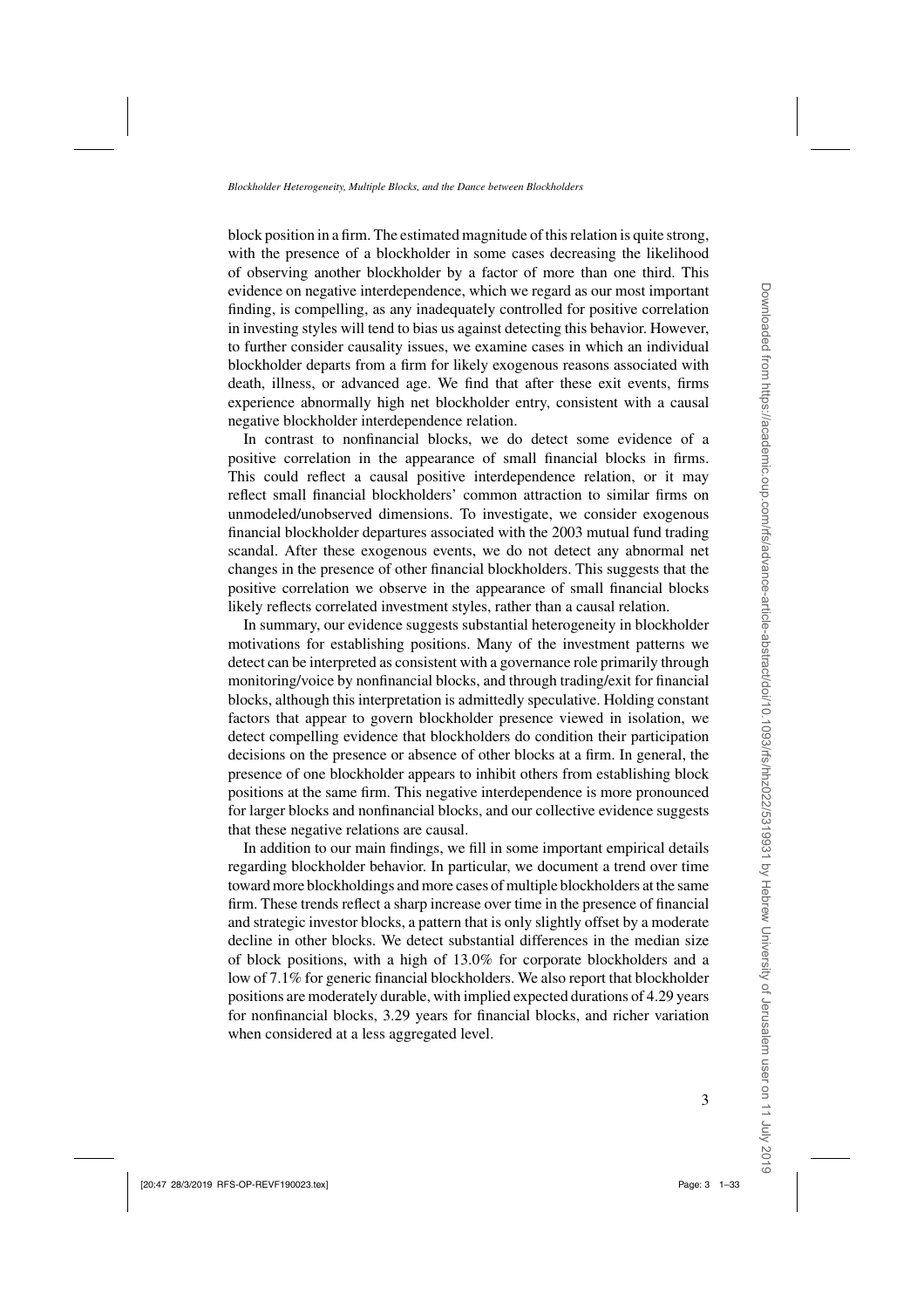block position in a firm. The estimated magnitude of this relation is quite strong, with the presence of a blockholder in some cases decreasing the likelihood of observing another blockholder by a factor of more than one third. This evidence on negative interdependence, which we regard as our most important finding, is compelling, as any inadequately controlled for positive correlation in investing styles will tend to bias us against detecting this behavior. However, to further consider causality issues, we examine cases in which an individual blockholder departs from a firm for likely exogenous reasons associated with death, illness, or advanced age. We find that after these exit events, firms experience abnormally high net blockholder entry, consistent with a causal negative blockholder interdependence relation.

In contrast to nonfinancial blocks, we do detect some evidence of a positive correlation in the appearance of small financial blocks in firms. This could reflect a causal positive interdependence relation, or it may reflect small financial blockholders' common attraction to similar firms on unmodeled/unobserved dimensions. To investigate, we consider exogenous financial blockholder departures associated with the 2003 mutual fund trading scandal. After these exogenous events, we do not detect any abnormal net changes in the presence of other financial blockholders. This suggests that the positive correlation we observe in the appearance of small financial blocks likely reflects correlated investment styles, rather than a causal relation.

In summary, our evidence suggests substantial heterogeneity in blockholder motivations for establishing positions. Many of the investment patterns we detect can be interpreted as consistent with a governance role primarily through monitoring/voice by nonfinancial blocks, and through trading/exit for financial blocks, although this interpretation is admittedly speculative. Holding constant factors that appear to govern blockholder presence viewed in isolation, we detect compelling evidence that blockholders do condition their participation decisions on the presence or absence of other blocks at a firm. In general, the presence of one blockholder appears to inhibit others from establishing block positions at the same firm. This negative interdependence is more pronounced for larger blocks and nonfinancial blocks, and our collective evidence suggests that these negative relations are causal.

In addition to our main findings, we fill in some important empirical details regarding blockholder behavior. In particular, we document a trend over time toward more blockholdings and more cases of multiple blockholders at the same firm. These trends reflect a sharp increase over time in the presence of financial and strategic investor blocks, a pattern that is only slightly offset by a moderate decline in other blocks. We detect substantial differences in the median size of block positions, with a high of 13.0% for corporate blockholders and a low of 7.1% for generic financial blockholders. We also report that blockholder positions are moderately durable, with implied expected durations of 4.29 years for nonfinancial blocks, 3.29 years for financial blocks, and richer variation when considered at a less aggregated level.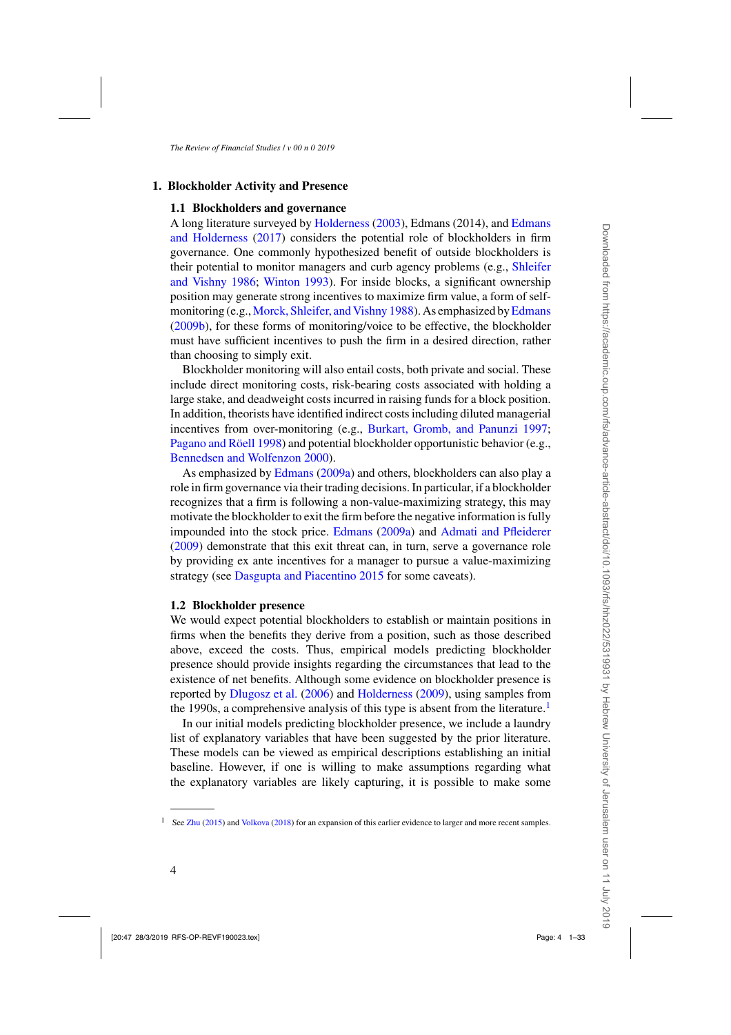## 1. Blockholder Activity and Presence

### 1.1 Blockholders and governance

A long literature surveyed by Holderness (2003), Edmans (2014), and Edmans and Holderness (2017) considers the potential role of blockholders in firm governance. One commonly hypothesized benefit of outside blockholders is their potential to monitor managers and curb agency problems (e.g., Shleifer and Vishny 1986; Winton 1993). For inside blocks, a significant ownership position may generate strong incentives to maximize firm value, a form of self-monitoring (e.g., Morck, Shleifer, and Vishny 1988). As emphasized by Edmans (2009b), for these forms of monitoring/voice to be effective, the blockholder must have sufficient incentives to push the firm in a desired direction, rather than choosing to simply exit.

Blockholder monitoring will also entail costs, both private and social. These include direct monitoring costs, risk-bearing costs associated with holding a large stake, and deadweight costs incurred in raising funds for a block position. In addition, theorists have identified indirect costs including diluted managerial incentives from over-monitoring (e.g., Burkart, Gromb, and Panunzi 1997; Pagano and Röell 1998) and potential blockholder opportunistic behavior (e.g., Bennedsen and Wolfenzon 2000).

As emphasized by Edmans (2009a) and others, blockholders can also play a role in firm governance via their trading decisions. In particular, if a blockholder recognizes that a firm is following a non-value-maximizing strategy, this may motivate the blockholder to exit the firm before the negative information is fully impounded into the stock price. Edmans (2009a) and Admati and Pfleiderer (2009) demonstrate that this exit threat can, in turn, serve a governance role by providing ex ante incentives for a manager to pursue a value-maximizing strategy (see Dasgupta and Piacentino 2015 for some caveats).

### 1.2 Blockholder presence

We would expect potential blockholders to establish or maintain positions in firms when the benefits they derive from a position, such as those described above, exceed the costs. Thus, empirical models predicting blockholder presence should provide insights regarding the circumstances that lead to the existence of net benefits. Although some evidence on blockholder presence is reported by Dlugosz et al. (2006) and Holderness (2009), using samples from the 1990s, a comprehensive analysis of this type is absent from the literature.[1]

In our initial models predicting blockholder presence, we include a laundry list of explanatory variables that have been suggested by the prior literature. These models can be viewed as empirical descriptions establishing an initial baseline. However, if one is willing to make assumptions regarding what the explanatory variables are likely capturing, it is possible to make some

[1] See Zhu (2015) and Volkova (2018) for an expansion of this earlier evidence to larger and more recent samples.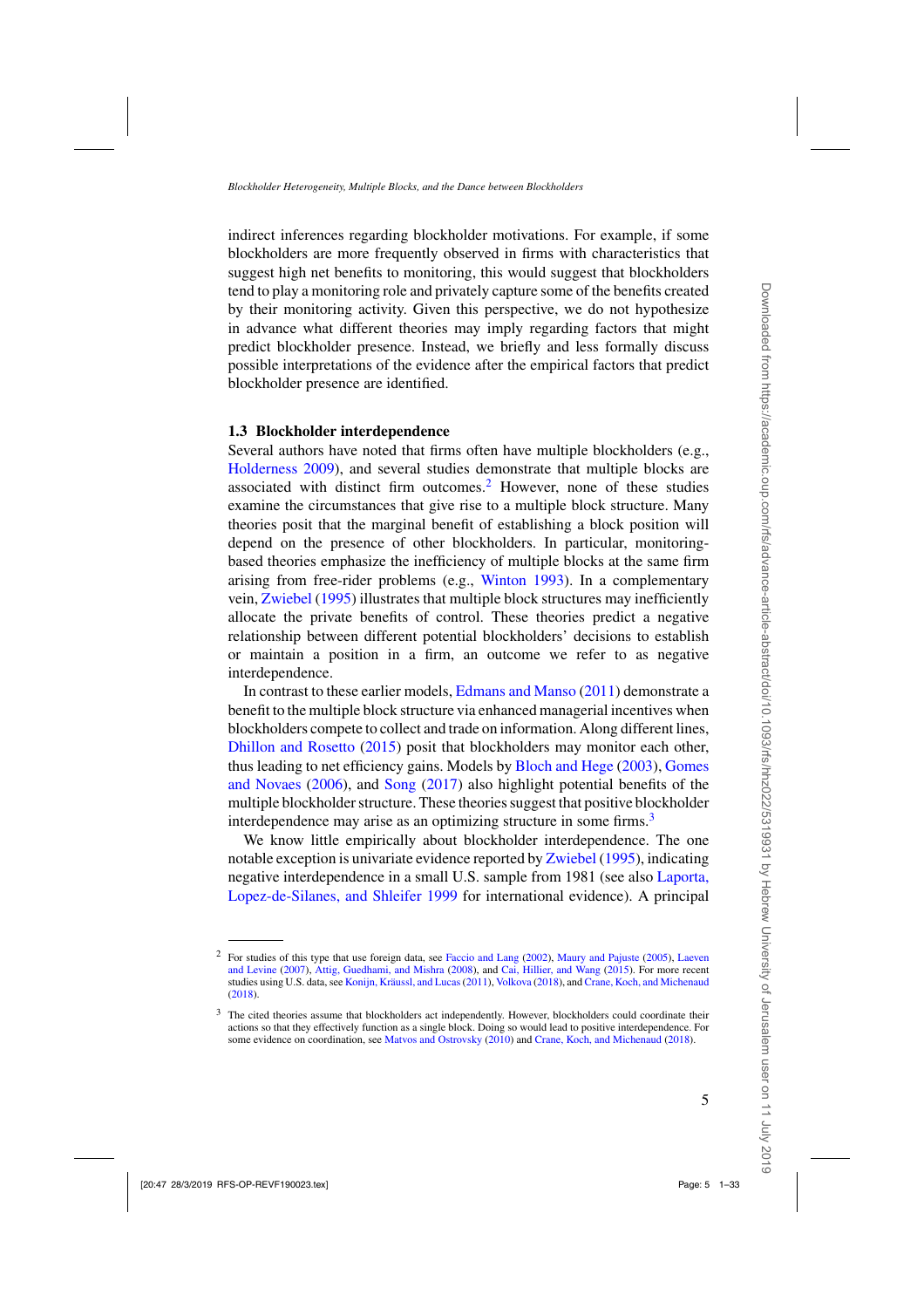indirect inferences regarding blockholder motivations. For example, if some blockholders are more frequently observed in firms with characteristics that suggest high net benefits to monitoring, this would suggest that blockholders tend to play a monitoring role and privately capture some of the benefits created by their monitoring activity. Given this perspective, we do not hypothesize in advance what different theories may imply regarding factors that might predict blockholder presence. Instead, we briefly and less formally discuss possible interpretations of the evidence after the empirical factors that predict blockholder presence are identified.

### 1.3 Blockholder interdependence

Several authors have noted that firms often have multiple blockholders (e.g., Holderness 2009), and several studies demonstrate that multiple blocks are associated with distinct firm outcomes.[2] However, none of these studies examine the circumstances that give rise to a multiple block structure. Many theories posit that the marginal benefit of establishing a block position will depend on the presence of other blockholders. In particular, monitoring-based theories emphasize the inefficiency of multiple blocks at the same firm arising from free-rider problems (e.g., Winton 1993). In a complementary vein, Zwiebel (1995) illustrates that multiple block structures may inefficiently allocate the private benefits of control. These theories predict a negative relationship between different potential blockholders' decisions to establish or maintain a position in a firm, an outcome we refer to as negative interdependence.

In contrast to these earlier models, Edmans and Manso (2011) demonstrate a benefit to the multiple block structure via enhanced managerial incentives when blockholders compete to collect and trade on information. Along different lines, Dhillon and Rosetto (2015) posit that blockholders may monitor each other, thus leading to net efficiency gains. Models by Bloch and Hege (2003), Gomes and Novaes (2006), and Song (2017) also highlight potential benefits of the multiple blockholder structure. These theories suggest that positive blockholder interdependence may arise as an optimizing structure in some firms.[3]

We know little empirically about blockholder interdependence. The one notable exception is univariate evidence reported by Zwiebel (1995), indicating negative interdependence in a small U.S. sample from 1981 (see also Laporta, Lopez-de-Silanes, and Shleifer 1999 for international evidence). A principal

---

[2] For studies of this type that use foreign data, see Faccio and Lang (2002), Maury and Pajuste (2005), Laeven and Levine (2007), Attig, Guedhami, and Mishra (2008), and Cai, Hillier, and Wang (2015). For more recent studies using U.S. data, see Konijn, Kräussl, and Lucas (2011), Volkova (2018), and Crane, Koch, and Michenaud (2018).

[3] The cited theories assume that blockholders act independently. However, blockholders could coordinate their actions so that they effectively function as a single block. Doing so would lead to positive interdependence. For some evidence on coordination, see Matvos and Ostrovsky (2010) and Crane, Koch, and Michenaud (2018).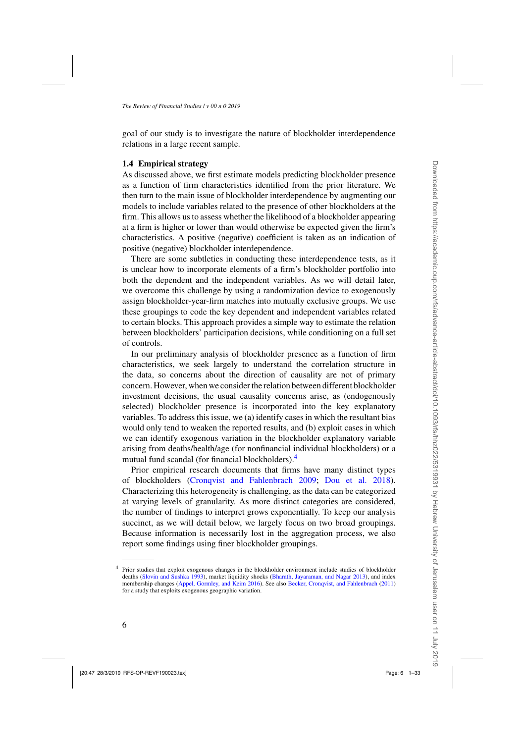goal of our study is to investigate the nature of blockholder interdependence relations in a large recent sample.

### 1.4 Empirical strategy

As discussed above, we first estimate models predicting blockholder presence as a function of firm characteristics identified from the prior literature. We then turn to the main issue of blockholder interdependence by augmenting our models to include variables related to the presence of other blockholders at the firm. This allows us to assess whether the likelihood of a blockholder appearing at a firm is higher or lower than would otherwise be expected given the firm's characteristics. A positive (negative) coefficient is taken as an indication of positive (negative) blockholder interdependence.

There are some subtleties in conducting these interdependence tests, as it is unclear how to incorporate elements of a firm's blockholder portfolio into both the dependent and the independent variables. As we will detail later, we overcome this challenge by using a randomization device to exogenously assign blockholder-year-firm matches into mutually exclusive groups. We use these groupings to code the key dependent and independent variables related to certain blocks. This approach provides a simple way to estimate the relation between blockholders' participation decisions, while conditioning on a full set of controls.

In our preliminary analysis of blockholder presence as a function of firm characteristics, we seek largely to understand the correlation structure in the data, so concerns about the direction of causality are not of primary concern. However, when we consider the relation between different blockholder investment decisions, the usual causality concerns arise, as (endogenously selected) blockholder presence is incorporated into the key explanatory variables. To address this issue, we (a) identify cases in which the resultant bias would only tend to weaken the reported results, and (b) exploit cases in which we can identify exogenous variation in the blockholder explanatory variable arising from deaths/health/age (for nonfinancial individual blockholders) or a mutual fund scandal (for financial blockholders).[4]

Prior empirical research documents that firms have many distinct types of blockholders (Cronqvist and Fahlenbrach 2009; Dou et al. 2018). Characterizing this heterogeneity is challenging, as the data can be categorized at varying levels of granularity. As more distinct categories are considered, the number of findings to interpret grows exponentially. To keep our analysis succinct, as we will detail below, we largely focus on two broad groupings. Because information is necessarily lost in the aggregation process, we also report some findings using finer blockholder groupings.

---

[4] Prior studies that exploit exogenous changes in the blockholder environment include studies of blockholder deaths (Slovin and Sushka 1993), market liquidity shocks (Bharath, Jayaraman, and Nagar 2013), and index membership changes (Appel, Gormley, and Keim 2016). See also Becker, Cronqvist, and Fahlenbrach (2011) for a study that exploits exogenous geographic variation.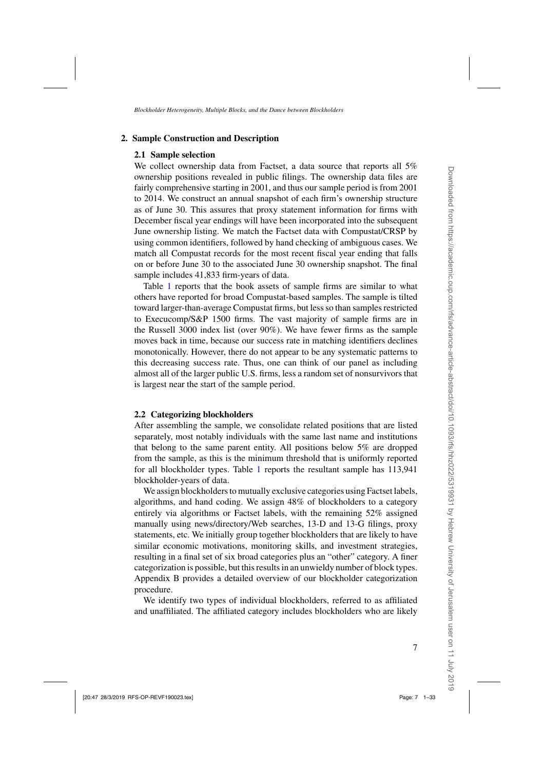## 2. Sample Construction and Description

### 2.1 Sample selection

We collect ownership data from Factset, a data source that reports all 5% ownership positions revealed in public filings. The ownership data files are fairly comprehensive starting in 2001, and thus our sample period is from 2001 to 2014. We construct an annual snapshot of each firm's ownership structure as of June 30. This assures that proxy statement information for firms with December fiscal year endings will have been incorporated into the subsequent June ownership listing. We match the Factset data with Compustat/CRSP by using common identifiers, followed by hand checking of ambiguous cases. We match all Compustat records for the most recent fiscal year ending that falls on or before June 30 to the associated June 30 ownership snapshot. The final sample includes 41,833 firm-years of data.

Table 1 reports that the book assets of sample firms are similar to what others have reported for broad Compustat-based samples. The sample is tilted toward larger-than-average Compustat firms, but less so than samples restricted to Execucomp/S&P 1500 firms. The vast majority of sample firms are in the Russell 3000 index list (over 90%). We have fewer firms as the sample moves back in time, because our success rate in matching identifiers declines monotonically. However, there do not appear to be any systematic patterns to this decreasing success rate. Thus, one can think of our panel as including almost all of the larger public U.S. firms, less a random set of nonsurvivors that is largest near the start of the sample period.

### 2.2 Categorizing blockholders

After assembling the sample, we consolidate related positions that are listed separately, most notably individuals with the same last name and institutions that belong to the same parent entity. All positions below 5% are dropped from the sample, as this is the minimum threshold that is uniformly reported for all blockholder types. Table 1 reports the resultant sample has 113,941 blockholder-years of data.

We assign blockholders to mutually exclusive categories using Factset labels, algorithms, and hand coding. We assign 48% of blockholders to a category entirely via algorithms or Factset labels, with the remaining 52% assigned manually using news/directory/Web searches, 13-D and 13-G filings, proxy statements, etc. We initially group together blockholders that are likely to have similar economic motivations, monitoring skills, and investment strategies, resulting in a final set of six broad categories plus an "other" category. A finer categorization is possible, but this results in an unwieldy number of block types. Appendix B provides a detailed overview of our blockholder categorization procedure.

We identify two types of individual blockholders, referred to as affiliated and unaffiliated. The affiliated category includes blockholders who are likely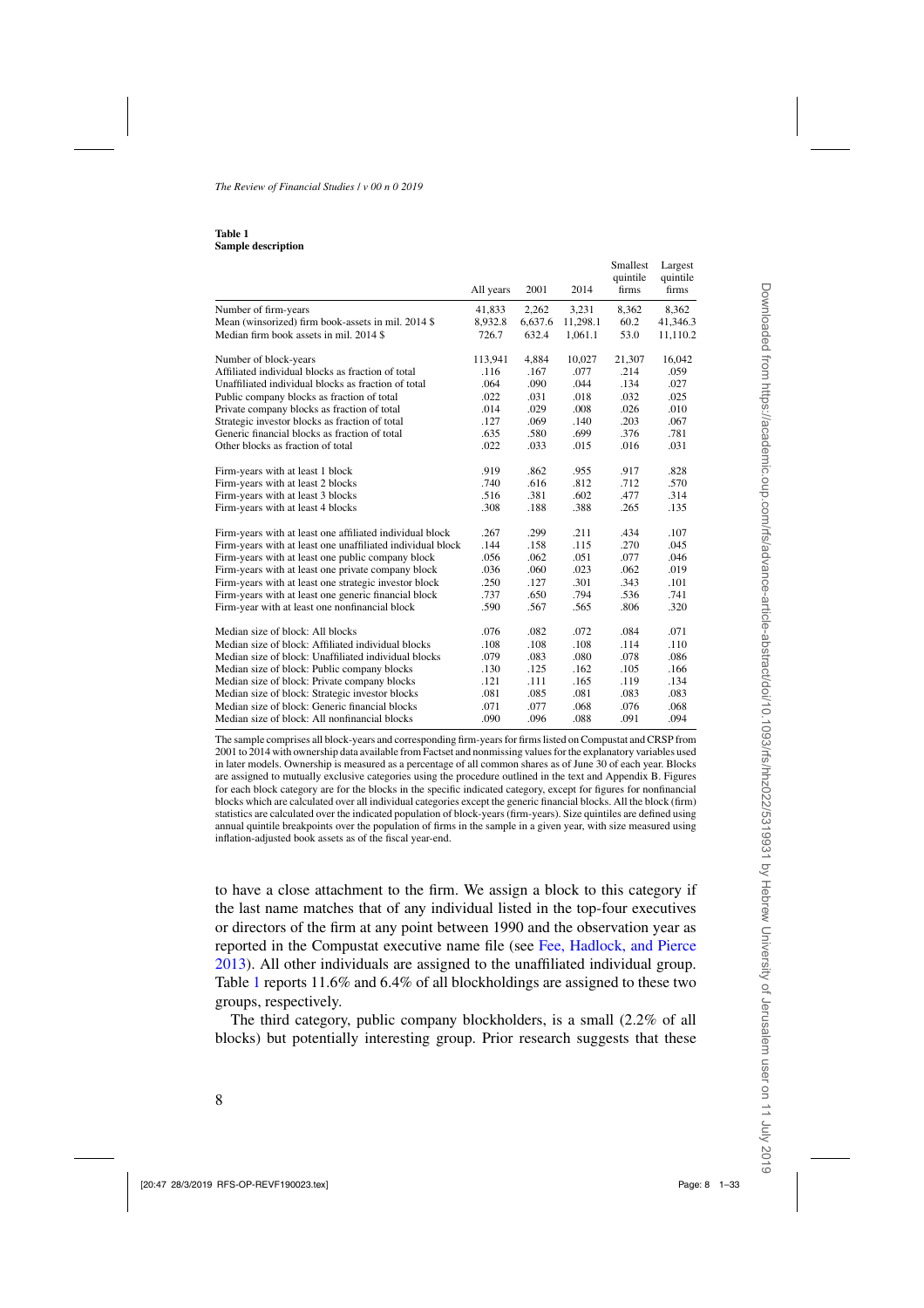**Table 1**
**Sample description**

| | All years | 2001 | 2014 | Smallest quintile firms | Largest quintile firms |
|---|---|---|---|---|---|
| Number of firm-years | 41,833 | 2,262 | 3,231 | 8,362 | 8,362 |
| Mean (winsorized) firm book-assets in mil. 2014 $ | 8,932.8 | 6,637.6 | 11,298.1 | 60.2 | 41,346.3 |
| Median firm book assets in mil. 2014 $ | 726.7 | 632.4 | 1,061.1 | 53.0 | 11,110.2 |
| | | | | | |
| Number of block-years | 113,941 | 4,884 | 10,027 | 21,307 | 16,042 |
| Affiliated individual blocks as fraction of total | .116 | .167 | .077 | .214 | .059 |
| Unaffiliated individual blocks as fraction of total | .064 | .090 | .044 | .134 | .027 |
| Public company blocks as fraction of total | .022 | .031 | .018 | .032 | .025 |
| Private company blocks as fraction of total | .014 | .029 | .008 | .026 | .010 |
| Strategic investor blocks as fraction of total | .127 | .069 | .140 | .203 | .067 |
| Generic financial blocks as fraction of total | .635 | .580 | .699 | .376 | .781 |
| Other blocks as fraction of total | .022 | .033 | .015 | .016 | .031 |
| | | | | | |
| Firm-years with at least 1 block | .919 | .862 | .955 | .917 | .828 |
| Firm-years with at least 2 blocks | .740 | .616 | .812 | .712 | .570 |
| Firm-years with at least 3 blocks | .516 | .381 | .602 | .477 | .314 |
| Firm-years with at least 4 blocks | .308 | .188 | .388 | .265 | .135 |
| | | | | | |
| Firm-years with at least one affiliated individual block | .267 | .299 | .211 | .434 | .107 |
| Firm-years with at least one unaffiliated individual block | .144 | .158 | .115 | .270 | .045 |
| Firm-years with at least one public company block | .056 | .062 | .051 | .077 | .046 |
| Firm-years with at least one private company block | .036 | .060 | .023 | .062 | .019 |
| Firm-years with at least one strategic investor block | .250 | .127 | .301 | .343 | .101 |
| Firm-years with at least one generic financial block | .737 | .650 | .794 | .536 | .741 |
| Firm-year with at least one nonfinancial block | .590 | .567 | .565 | .806 | .320 |
| | | | | | |
| Median size of block: All blocks | .076 | .082 | .072 | .084 | .071 |
| Median size of block: Affiliated individual blocks | .108 | .108 | .108 | .114 | .110 |
| Median size of block: Unaffiliated individual blocks | .079 | .083 | .080 | .078 | .086 |
| Median size of block: Public company blocks | .130 | .125 | .162 | .105 | .166 |
| Median size of block: Private company blocks | .121 | .111 | .165 | .119 | .134 |
| Median size of block: Strategic investor blocks | .081 | .085 | .081 | .083 | .083 |
| Median size of block: Generic financial blocks | .071 | .077 | .068 | .076 | .068 |
| Median size of block: All nonfinancial blocks | .090 | .096 | .088 | .091 | .094 |

The sample comprises all block-years and corresponding firm-years for firms listed on Compustat and CRSP from 2001 to 2014 with ownership data available from Factset and nonmissing values for the explanatory variables used in later models. Ownership is measured as a percentage of all common shares as of June 30 of each year. Blocks are assigned to mutually exclusive categories using the procedure outlined in the text and Appendix B. Figures for each block category are for the blocks in the specific indicated category, except for figures for nonfinancial blocks which are calculated over all individual categories except the generic financial blocks. All the block (firm) statistics are calculated over the indicated population of block-years (firm-years). Size quintiles are defined using annual quintile breakpoints over the population of firms in the sample in a given year, with size measured using inflation-adjusted book assets as of the fiscal year-end.

to have a close attachment to the firm. We assign a block to this category if the last name matches that of any individual listed in the top-four executives or directors of the firm at any point between 1990 and the observation year as reported in the Compustat executive name file (see Fee, Hadlock, and Pierce 2013). All other individuals are assigned to the unaffiliated individual group. Table 1 reports 11.6% and 6.4% of all blockholdings are assigned to these two groups, respectively.

The third category, public company blockholders, is a small (2.2% of all blocks) but potentially interesting group. Prior research suggests that these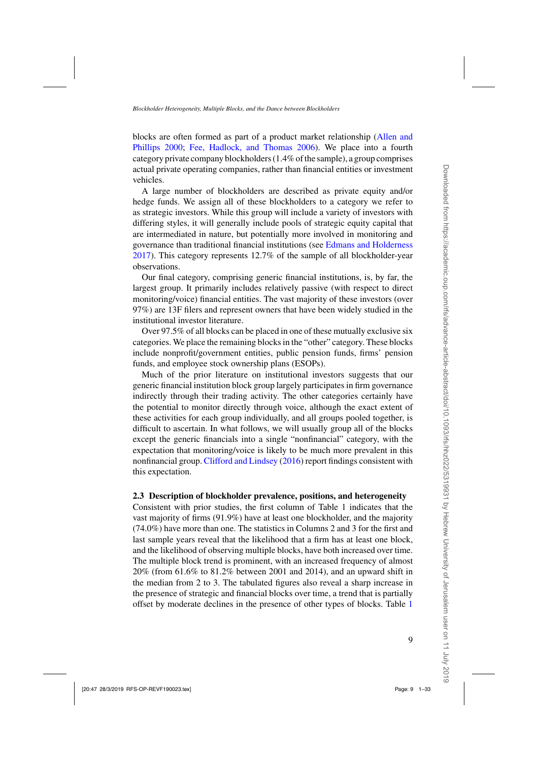blocks are often formed as part of a product market relationship (Allen and Phillips 2000; Fee, Hadlock, and Thomas 2006). We place into a fourth category private company blockholders (1.4% of the sample), a group comprises actual private operating companies, rather than financial entities or investment vehicles.

A large number of blockholders are described as private equity and/or hedge funds. We assign all of these blockholders to a category we refer to as strategic investors. While this group will include a variety of investors with differing styles, it will generally include pools of strategic equity capital that are intermediated in nature, but potentially more involved in monitoring and governance than traditional financial institutions (see Edmans and Holderness 2017). This category represents 12.7% of the sample of all blockholder-year observations.

Our final category, comprising generic financial institutions, is, by far, the largest group. It primarily includes relatively passive (with respect to direct monitoring/voice) financial entities. The vast majority of these investors (over 97%) are 13F filers and represent owners that have been widely studied in the institutional investor literature.

Over 97.5% of all blocks can be placed in one of these mutually exclusive six categories. We place the remaining blocks in the "other" category. These blocks include nonprofit/government entities, public pension funds, firms' pension funds, and employee stock ownership plans (ESOPs).

Much of the prior literature on institutional investors suggests that our generic financial institution block group largely participates in firm governance indirectly through their trading activity. The other categories certainly have the potential to monitor directly through voice, although the exact extent of these activities for each group individually, and all groups pooled together, is difficult to ascertain. In what follows, we will usually group all of the blocks except the generic financials into a single "nonfinancial" category, with the expectation that monitoring/voice is likely to be much more prevalent in this nonfinancial group. Clifford and Lindsey (2016) report findings consistent with this expectation.

### 2.3 Description of blockholder prevalence, positions, and heterogeneity

Consistent with prior studies, the first column of Table 1 indicates that the vast majority of firms (91.9%) have at least one blockholder, and the majority (74.0%) have more than one. The statistics in Columns 2 and 3 for the first and last sample years reveal that the likelihood that a firm has at least one block, and the likelihood of observing multiple blocks, have both increased over time. The multiple block trend is prominent, with an increased frequency of almost 20% (from 61.6% to 81.2% between 2001 and 2014), and an upward shift in the median from 2 to 3. The tabulated figures also reveal a sharp increase in the presence of strategic and financial blocks over time, a trend that is partially offset by moderate declines in the presence of other types of blocks. Table 1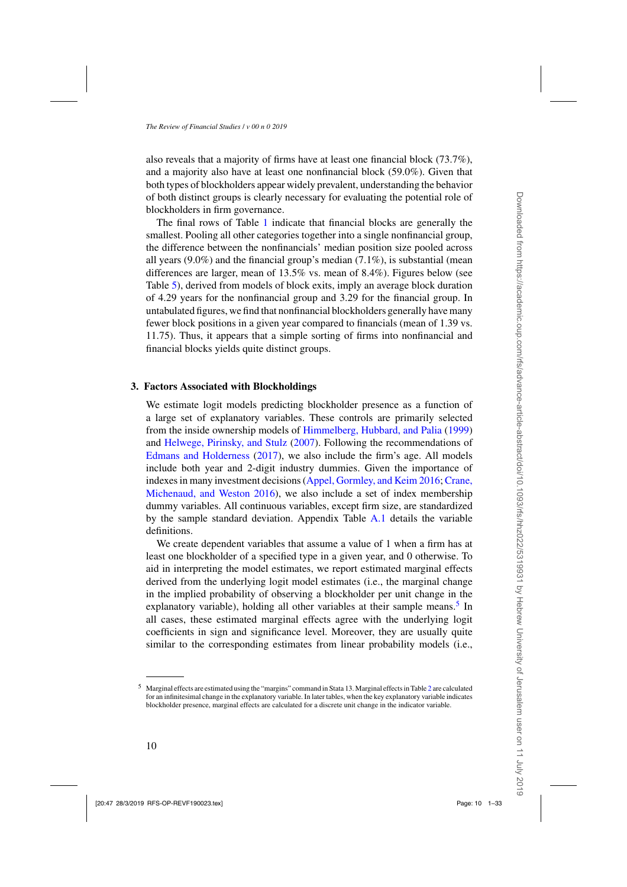also reveals that a majority of firms have at least one financial block (73.7%), and a majority also have at least one nonfinancial block (59.0%). Given that both types of blockholders appear widely prevalent, understanding the behavior of both distinct groups is clearly necessary for evaluating the potential role of blockholders in firm governance.

The final rows of Table 1 indicate that financial blocks are generally the smallest. Pooling all other categories together into a single nonfinancial group, the difference between the nonfinancials' median position size pooled across all years (9.0%) and the financial group's median (7.1%), is substantial (mean differences are larger, mean of 13.5% vs. mean of 8.4%). Figures below (see Table 5), derived from models of block exits, imply an average block duration of 4.29 years for the nonfinancial group and 3.29 for the financial group. In untabulated figures, we find that nonfinancial blockholders generally have many fewer block positions in a given year compared to financials (mean of 1.39 vs. 11.75). Thus, it appears that a simple sorting of firms into nonfinancial and financial blocks yields quite distinct groups.

## 3. Factors Associated with Blockholdings

We estimate logit models predicting blockholder presence as a function of a large set of explanatory variables. These controls are primarily selected from the inside ownership models of Himmelberg, Hubbard, and Palia (1999) and Helwege, Pirinsky, and Stulz (2007). Following the recommendations of Edmans and Holderness (2017), we also include the firm's age. All models include both year and 2-digit industry dummies. Given the importance of indexes in many investment decisions (Appel, Gormley, and Keim 2016; Crane, Michenaud, and Weston 2016), we also include a set of index membership dummy variables. All continuous variables, except firm size, are standardized by the sample standard deviation. Appendix Table A.1 details the variable definitions.

We create dependent variables that assume a value of 1 when a firm has at least one blockholder of a specified type in a given year, and 0 otherwise. To aid in interpreting the model estimates, we report estimated marginal effects derived from the underlying logit model estimates (i.e., the marginal change in the implied probability of observing a blockholder per unit change in the explanatory variable), holding all other variables at their sample means.[5] In all cases, these estimated marginal effects agree with the underlying logit coefficients in sign and significance level. Moreover, they are usually quite similar to the corresponding estimates from linear probability models (i.e.,

[5] Marginal effects are estimated using the "margins" command in Stata 13. Marginal effects in Table 2 are calculated for an infinitesimal change in the explanatory variable. In later tables, when the key explanatory variable indicates blockholder presence, marginal effects are calculated for a discrete unit change in the indicator variable.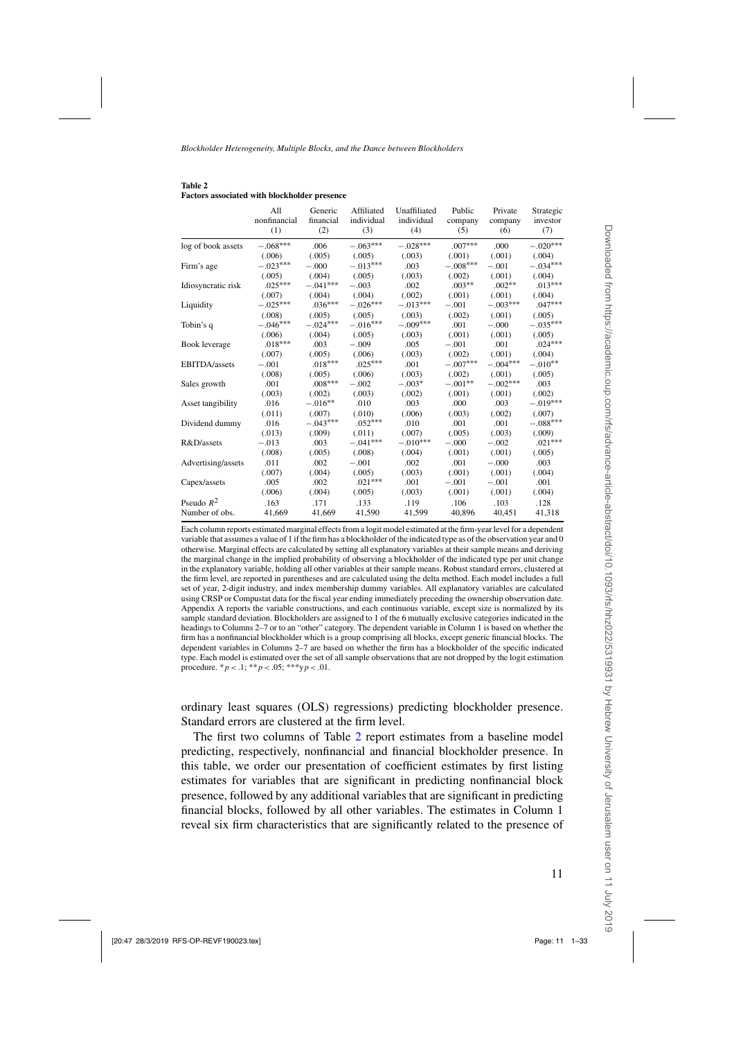**Table 2**
**Factors associated with blockholder presence**

| | All nonfinancial (1) | Generic financial (2) | Affiliated individual (3) | Unaffiliated individual (4) | Public company (5) | Private company (6) | Strategic investor (7) |
|---|---|---|---|---|---|---|---|
| log of book assets | −.068*** | .006 | −.063*** | −.028*** | .007*** | .000 | −.020*** |
| | (.006) | (.005) | (.005) | (.003) | (.001) | (.001) | (.004) |
| Firm's age | −.023*** | −.000 | −.013*** | .003 | −.008*** | −.001 | −.034*** |
| | (.005) | (.004) | (.005) | (.003) | (.002) | (.001) | (.004) |
| Idiosyncratic risk | .025*** | −.041*** | −.003 | .002 | .003** | .002** | .013*** |
| | (.007) | (.004) | (.004) | (.002) | (.001) | (.001) | (.004) |
| Liquidity | −.025*** | .036*** | −.026*** | −.013*** | −.001 | −.003*** | .047*** |
| | (.008) | (.005) | (.005) | (.003) | (.002) | (.001) | (.005) |
| Tobin's q | −.046*** | −.024*** | −.016*** | −.009*** | .001 | −.000 | −.035*** |
| | (.006) | (.004) | (.005) | (.003) | (.001) | (.001) | (.005) |
| Book leverage | .018*** | .003 | −.009 | .005 | −.001 | .001 | .024*** |
| | (.007) | (.005) | (.006) | (.003) | (.002) | (.001) | (.004) |
| EBITDA/assets | −.001 | .018*** | .025*** | .001 | −.007*** | −.004*** | −.010** |
| | (.008) | (.005) | (.006) | (.003) | (.002) | (.001) | (.005) |
| Sales growth | .001 | .008*** | −.002 | −.003* | −.001** | −.002*** | .003 |
| | (.003) | (.002) | (.003) | (.002) | (.001) | (.001) | (.002) |
| Asset tangibility | .016 | −.016** | .010 | .003 | .000 | .003 | −.019*** |
| | (.011) | (.007) | (.010) | (.006) | (.003) | (.002) | (.007) |
| Dividend dummy | .016 | −.043*** | .052*** | .010 | .001 | .001 | −.088*** |
| | (.013) | (.009) | (.011) | (.007) | (.005) | (.003) | (.009) |
| R&D/assets | −.013 | .003 | −.041*** | −.010*** | −.000 | −.002 | .021*** |
| | (.008) | (.005) | (.008) | (.004) | (.001) | (.001) | (.005) |
| Advertising/assets | .011 | .002 | −.001 | .002 | .001 | −.000 | .003 |
| | (.007) | (.004) | (.005) | (.003) | (.001) | (.001) | (.004) |
| Capex/assets | .005 | .002 | .021*** | .001 | −.001 | −.001 | .001 |
| | (.006) | (.004) | (.005) | (.003) | (.001) | (.001) | (.004) |
| Pseudo $R^2$ | .163 | .171 | .133 | .119 | .106 | .103 | .128 |
| Number of obs. | 41,669 | 41,669 | 41,590 | 41,599 | 40,896 | 40,451 | 41,318 |

Each column reports estimated marginal effects from a logit model estimated at the firm-year level for a dependent variable that assumes a value of 1 if the firm has a blockholder of the indicated type as of the observation year and 0 otherwise. Marginal effects are calculated by setting all explanatory variables at their sample means and deriving the marginal change in the implied probability of observing a blockholder of the indicated type per unit change in the explanatory variable, holding all other variables at their sample means. Robust standard errors, clustered at the firm level, are reported in parentheses and are calculated using the delta method. Each model includes a full set of year, 2-digit industry, and index membership dummy variables. All explanatory variables are calculated using CRSP or Compustat data for the fiscal year ending immediately preceding the ownership observation date. Appendix A reports the variable constructions, and each continuous variable, except size is normalized by its sample standard deviation. Blockholders are assigned to 1 of the 6 mutually exclusive categories indicated in the headings to Columns 2–7 or to an "other" category. The dependent variable in Column 1 is based on whether the firm has a nonfinancial blockholder which is a group comprising all blocks, except generic financial blocks. The dependent variables in Columns 2–7 are based on whether the firm has a blockholder of the specific indicated type. Each model is estimated over the set of all sample observations that are not dropped by the logit estimation procedure. $^*p<.1$; $^{**}p<.05$; $^{***}p<.01$.

ordinary least squares (OLS) regressions) predicting blockholder presence. Standard errors are clustered at the firm level.

The first two columns of Table 2 report estimates from a baseline model predicting, respectively, nonfinancial and financial blockholder presence. In this table, we order our presentation of coefficient estimates by first listing estimates for variables that are significant in predicting nonfinancial block presence, followed by any additional variables that are significant in predicting financial blocks, followed by all other variables. The estimates in Column 1 reveal six firm characteristics that are significantly related to the presence of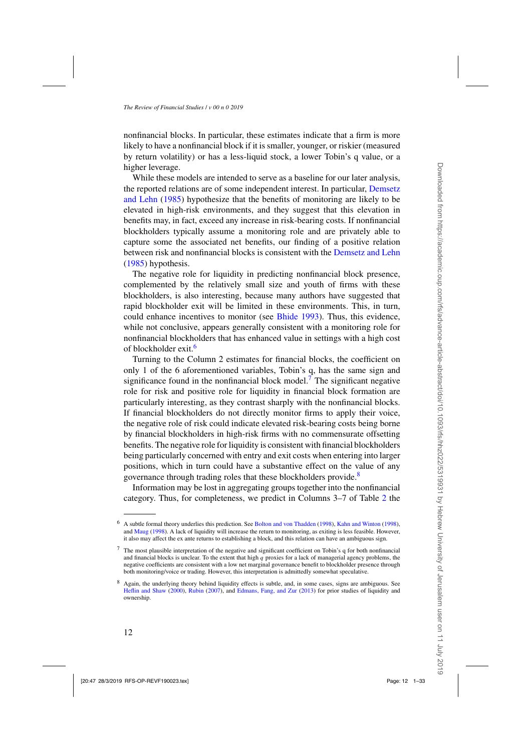nonfinancial blocks. In particular, these estimates indicate that a firm is more likely to have a nonfinancial block if it is smaller, younger, or riskier (measured by return volatility) or has a less-liquid stock, a lower Tobin's q value, or a higher leverage.

While these models are intended to serve as a baseline for our later analysis, the reported relations are of some independent interest. In particular, Demsetz and Lehn (1985) hypothesize that the benefits of monitoring are likely to be elevated in high-risk environments, and they suggest that this elevation in benefits may, in fact, exceed any increase in risk-bearing costs. If nonfinancial blockholders typically assume a monitoring role and are privately able to capture some the associated net benefits, our finding of a positive relation between risk and nonfinancial blocks is consistent with the Demsetz and Lehn (1985) hypothesis.

The negative role for liquidity in predicting nonfinancial block presence, complemented by the relatively small size and youth of firms with these blockholders, is also interesting, because many authors have suggested that rapid blockholder exit will be limited in these environments. This, in turn, could enhance incentives to monitor (see Bhide 1993). Thus, this evidence, while not conclusive, appears generally consistent with a monitoring role for nonfinancial blockholders that has enhanced value in settings with a high cost of blockholder exit.[6]

Turning to the Column 2 estimates for financial blocks, the coefficient on only 1 of the 6 aforementioned variables, Tobin's q, has the same sign and significance found in the nonfinancial block model.[7] The significant negative role for risk and positive role for liquidity in financial block formation are particularly interesting, as they contrast sharply with the nonfinancial blocks. If financial blockholders do not directly monitor firms to apply their voice, the negative role of risk could indicate elevated risk-bearing costs being borne by financial blockholders in high-risk firms with no commensurate offsetting benefits. The negative role for liquidity is consistent with financial blockholders being particularly concerned with entry and exit costs when entering into larger positions, which in turn could have a substantive effect on the value of any governance through trading roles that these blockholders provide.[8]

Information may be lost in aggregating groups together into the nonfinancial category. Thus, for completeness, we predict in Columns 3–7 of Table 2 the

---

[6] A subtle formal theory underlies this prediction. See Bolton and von Thadden (1998), Kahn and Winton (1998), and Maug (1998). A lack of liquidity will increase the return to monitoring, as exiting is less feasible. However, it also may affect the ex ante returns to establishing a block, and this relation can have an ambiguous sign.

[7] The most plausible interpretation of the negative and significant coefficient on Tobin's q for both nonfinancial and financial blocks is unclear. To the extent that high $q$ proxies for a lack of managerial agency problems, the negative coefficients are consistent with a low net marginal governance benefit to blockholder presence through both monitoring/voice or trading. However, this interpretation is admittedly somewhat speculative.

[8] Again, the underlying theory behind liquidity effects is subtle, and, in some cases, signs are ambiguous. See Heflin and Shaw (2000), Rubin (2007), and Edmans, Fang, and Zur (2013) for prior studies of liquidity and ownership.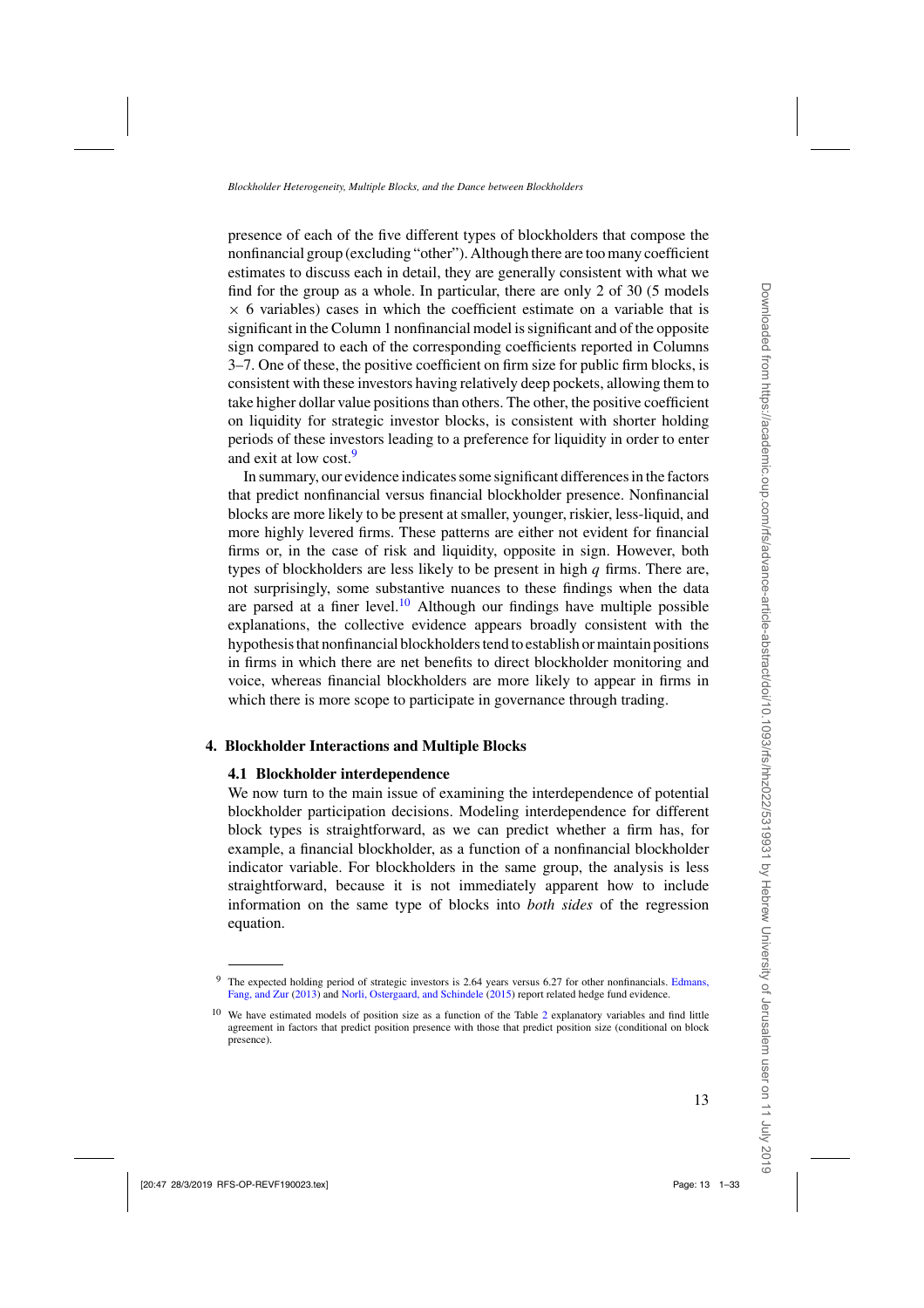presence of each of the five different types of blockholders that compose the nonfinancial group (excluding "other"). Although there are too many coefficient estimates to discuss each in detail, they are generally consistent with what we find for the group as a whole. In particular, there are only 2 of 30 (5 models $\times$ 6 variables) cases in which the coefficient estimate on a variable that is significant in the Column 1 nonfinancial model is significant and of the opposite sign compared to each of the corresponding coefficients reported in Columns 3–7. One of these, the positive coefficient on firm size for public firm blocks, is consistent with these investors having relatively deep pockets, allowing them to take higher dollar value positions than others. The other, the positive coefficient on liquidity for strategic investor blocks, is consistent with shorter holding periods of these investors leading to a preference for liquidity in order to enter and exit at low cost.[9]

In summary, our evidence indicates some significant differences in the factors that predict nonfinancial versus financial blockholder presence. Nonfinancial blocks are more likely to be present at smaller, younger, riskier, less-liquid, and more highly levered firms. These patterns are either not evident for financial firms or, in the case of risk and liquidity, opposite in sign. However, both types of blockholders are less likely to be present in high $q$ firms. There are, not surprisingly, some substantive nuances to these findings when the data are parsed at a finer level.[10] Although our findings have multiple possible explanations, the collective evidence appears broadly consistent with the hypothesis that nonfinancial blockholders tend to establish or maintain positions in firms in which there are net benefits to direct blockholder monitoring and voice, whereas financial blockholders are more likely to appear in firms in which there is more scope to participate in governance through trading.

## 4. Blockholder Interactions and Multiple Blocks

### 4.1 Blockholder interdependence

We now turn to the main issue of examining the interdependence of potential blockholder participation decisions. Modeling interdependence for different block types is straightforward, as we can predict whether a firm has, for example, a financial blockholder, as a function of a nonfinancial blockholder indicator variable. For blockholders in the same group, the analysis is less straightforward, because it is not immediately apparent how to include information on the same type of blocks into *both sides* of the regression equation.

---

[9] The expected holding period of strategic investors is 2.64 years versus 6.27 for other nonfinancials. Edmans, Fang, and Zur (2013) and Norli, Ostergaard, and Schindele (2015) report related hedge fund evidence.

[10] We have estimated models of position size as a function of the Table 2 explanatory variables and find little agreement in factors that predict position presence with those that predict position size (conditional on block presence).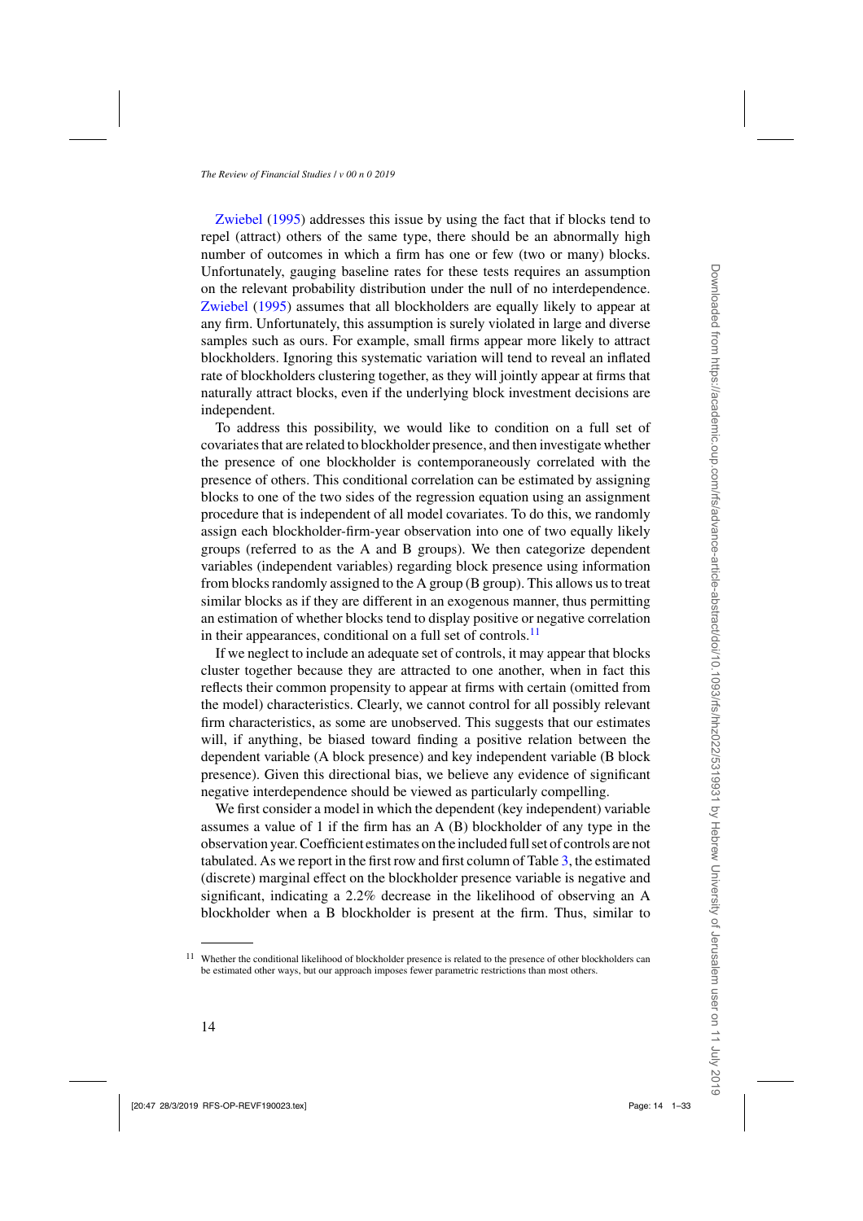Zwiebel (1995) addresses this issue by using the fact that if blocks tend to repel (attract) others of the same type, there should be an abnormally high number of outcomes in which a firm has one or few (two or many) blocks. Unfortunately, gauging baseline rates for these tests requires an assumption on the relevant probability distribution under the null of no interdependence. Zwiebel (1995) assumes that all blockholders are equally likely to appear at any firm. Unfortunately, this assumption is surely violated in large and diverse samples such as ours. For example, small firms appear more likely to attract blockholders. Ignoring this systematic variation will tend to reveal an inflated rate of blockholders clustering together, as they will jointly appear at firms that naturally attract blocks, even if the underlying block investment decisions are independent.

To address this possibility, we would like to condition on a full set of covariates that are related to blockholder presence, and then investigate whether the presence of one blockholder is contemporaneously correlated with the presence of others. This conditional correlation can be estimated by assigning blocks to one of the two sides of the regression equation using an assignment procedure that is independent of all model covariates. To do this, we randomly assign each blockholder-firm-year observation into one of two equally likely groups (referred to as the A and B groups). We then categorize dependent variables (independent variables) regarding block presence using information from blocks randomly assigned to the A group (B group). This allows us to treat similar blocks as if they are different in an exogenous manner, thus permitting an estimation of whether blocks tend to display positive or negative correlation in their appearances, conditional on a full set of controls.[11]

If we neglect to include an adequate set of controls, it may appear that blocks cluster together because they are attracted to one another, when in fact this reflects their common propensity to appear at firms with certain (omitted from the model) characteristics. Clearly, we cannot control for all possibly relevant firm characteristics, as some are unobserved. This suggests that our estimates will, if anything, be biased toward finding a positive relation between the dependent variable (A block presence) and key independent variable (B block presence). Given this directional bias, we believe any evidence of significant negative interdependence should be viewed as particularly compelling.

We first consider a model in which the dependent (key independent) variable assumes a value of 1 if the firm has an A (B) blockholder of any type in the observation year. Coefficient estimates on the included full set of controls are not tabulated. As we report in the first row and first column of Table 3, the estimated (discrete) marginal effect on the blockholder presence variable is negative and significant, indicating a 2.2% decrease in the likelihood of observing an A blockholder when a B blockholder is present at the firm. Thus, similar to

[11] Whether the conditional likelihood of blockholder presence is related to the presence of other blockholders can be estimated other ways, but our approach imposes fewer parametric restrictions than most others.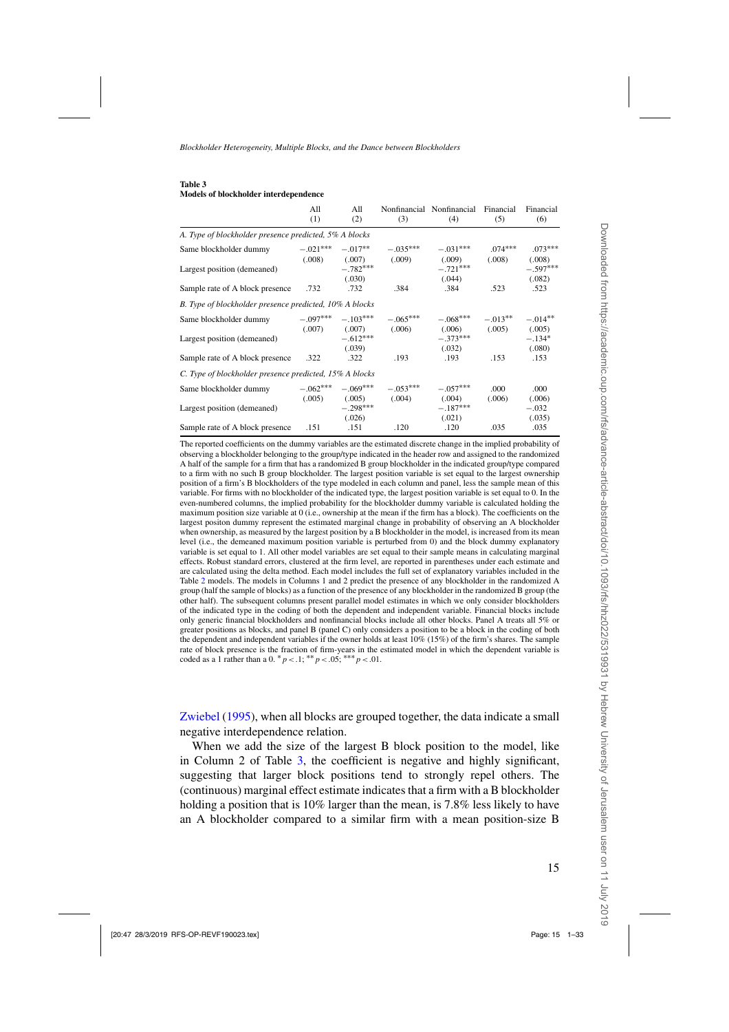**Table 3**
**Models of blockholder interdependence**

| | All (1) | All (2) | Nonfinancial (3) | Nonfinancial (4) | Financial (5) | Financial (6) |
|---|---|---|---|---|---|---|
| *A. Type of blockholder presence predicted, 5% A blocks* | | | | | | |
| Same blockholder dummy | −.021*** | −.017** | −.035*** | −.031*** | .074*** | .073*** |
| | (.008) | (.007) | (.009) | (.009) | (.008) | (.008) |
| Largest position (demeaned) | | −.782*** | | −.721*** | | −.597*** |
| | | (.030) | | (.044) | | (.082) |
| Sample rate of A block presence | .732 | .732 | .384 | .384 | .523 | .523 |
| *B. Type of blockholder presence predicted, 10% A blocks* | | | | | | |
| Same blockholder dummy | −.097*** | −.103*** | −.065*** | −.068*** | −.013** | −.014** |
| | (.007) | (.007) | (.006) | (.006) | (.005) | (.005) |
| Largest position (demeaned) | | −.612*** | | −.373*** | | −.134* |
| | | (.039) | | (.032) | | (.080) |
| Sample rate of A block presence | .322 | .322 | .193 | .193 | .153 | .153 |
| *C. Type of blockholder presence predicted, 15% A blocks* | | | | | | |
| Same blockholder dummy | −.062*** | −.069*** | −.053*** | −.057*** | .000 | .000 |
| | (.005) | (.005) | (.004) | (.004) | (.006) | (.006) |
| Largest position (demeaned) | | −.298*** | | −.187*** | | −.032 |
| | | (.026) | | (.021) | | (.035) |
| Sample rate of A block presence | .151 | .151 | .120 | .120 | .035 | .035 |

The reported coefficients on the dummy variables are the estimated discrete change in the implied probability of observing a blockholder belonging to the group/type indicated in the header row and assigned to the randomized A half of the sample for a firm that has a randomized B group blockholder in the indicated group/type compared to a firm with no such B group blockholder. The largest position variable is set equal to the largest ownership position of a firm's B blockholders of the type modeled in each column and panel, less the sample mean of this variable. For firms with no blockholder of the indicated type, the largest position variable is set equal to 0. In the even-numbered columns, the implied probability for the blockholder dummy variable is calculated holding the maximum position size variable at 0 (i.e., ownership at the mean if the firm has a block). The coefficients on the largest positon dummy represent the estimated marginal change in probability of observing an A blockholder when ownership, as measured by the largest position by a B blockholder in the model, is increased from its mean level (i.e., the demeaned maximum position variable is perturbed from 0) and the block dummy explanatory variable is set equal to 1. All other model variables are set equal to their sample means in calculating marginal effects. Robust standard errors, clustered at the firm level, are reported in parentheses under each estimate and are calculated using the delta method. Each model includes the full set of explanatory variables included in the Table 2 models. The models in Columns 1 and 2 predict the presence of any blockholder in the randomized A group (half the sample of blocks) as a function of the presence of any blockholder in the randomized B group (the other half). The subsequent columns present parallel model estimates in which we only consider blockholders of the indicated type in the coding of both the dependent and independent variable. Financial blocks include only generic financial blockholders and nonfinancial blocks include all other blocks. Panel A treats all 5% or greater positions as blocks, and panel B (panel C) only considers a position to be a block in the coding of both the dependent and independent variables if the owner holds at least 10% (15%) of the firm's shares. The sample rate of block presence is the fraction of firm-years in the estimated model in which the dependent variable is coded as a 1 rather than a 0. * $p < .1$; ** $p < .05$; *** $p < .01$.

Zwiebel (1995), when all blocks are grouped together, the data indicate a small negative interdependence relation.

When we add the size of the largest B block position to the model, like in Column 2 of Table 3, the coefficient is negative and highly significant, suggesting that larger block positions tend to strongly repel others. The (continuous) marginal effect estimate indicates that a firm with a B blockholder holding a position that is 10% larger than the mean, is 7.8% less likely to have an A blockholder compared to a similar firm with a mean position-size B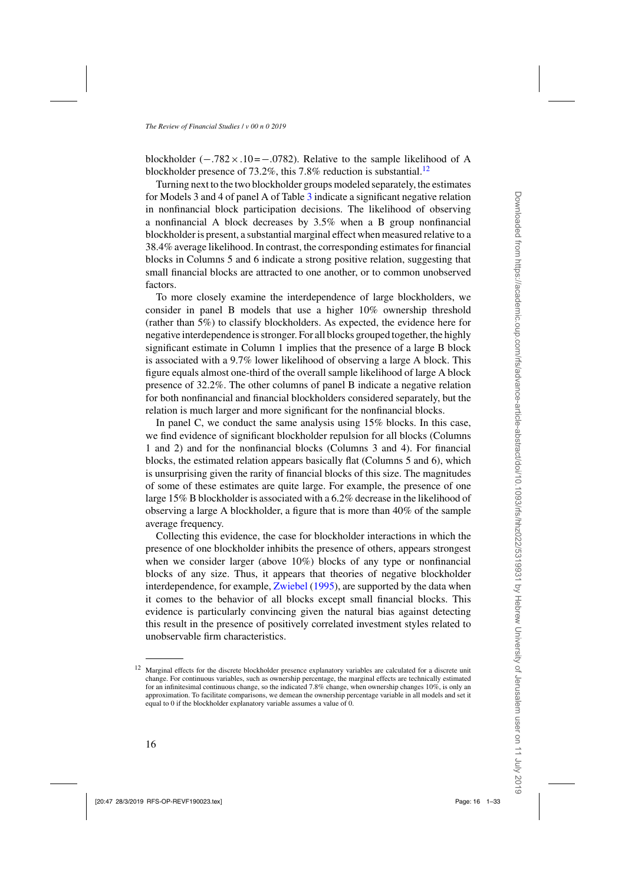blockholder ($-.782 \times .10 = -.0782$). Relative to the sample likelihood of A blockholder presence of 73.2%, this 7.8% reduction is substantial.[12]

Turning next to the two blockholder groups modeled separately, the estimates for Models 3 and 4 of panel A of Table 3 indicate a significant negative relation in nonfinancial block participation decisions. The likelihood of observing a nonfinancial A block decreases by 3.5% when a B group nonfinancial blockholder is present, a substantial marginal effect when measured relative to a 38.4% average likelihood. In contrast, the corresponding estimates for financial blocks in Columns 5 and 6 indicate a strong positive relation, suggesting that small financial blocks are attracted to one another, or to common unobserved factors.

To more closely examine the interdependence of large blockholders, we consider in panel B models that use a higher 10% ownership threshold (rather than 5%) to classify blockholders. As expected, the evidence here for negative interdependence is stronger. For all blocks grouped together, the highly significant estimate in Column 1 implies that the presence of a large B block is associated with a 9.7% lower likelihood of observing a large A block. This figure equals almost one-third of the overall sample likelihood of large A block presence of 32.2%. The other columns of panel B indicate a negative relation for both nonfinancial and financial blockholders considered separately, but the relation is much larger and more significant for the nonfinancial blocks.

In panel C, we conduct the same analysis using 15% blocks. In this case, we find evidence of significant blockholder repulsion for all blocks (Columns 1 and 2) and for the nonfinancial blocks (Columns 3 and 4). For financial blocks, the estimated relation appears basically flat (Columns 5 and 6), which is unsurprising given the rarity of financial blocks of this size. The magnitudes of some of these estimates are quite large. For example, the presence of one large 15% B blockholder is associated with a 6.2% decrease in the likelihood of observing a large A blockholder, a figure that is more than 40% of the sample average frequency.

Collecting this evidence, the case for blockholder interactions in which the presence of one blockholder inhibits the presence of others, appears strongest when we consider larger (above 10%) blocks of any type or nonfinancial blocks of any size. Thus, it appears that theories of negative blockholder interdependence, for example, Zwiebel (1995), are supported by the data when it comes to the behavior of all blocks except small financial blocks. This evidence is particularly convincing given the natural bias against detecting this result in the presence of positively correlated investment styles related to unobservable firm characteristics.

---

[12] Marginal effects for the discrete blockholder presence explanatory variables are calculated for a discrete unit change. For continuous variables, such as ownership percentage, the marginal effects are technically estimated for an infinitesimal continuous change, so the indicated 7.8% change, when ownership changes 10%, is only an approximation. To facilitate comparisons, we demean the ownership percentage variable in all models and set it equal to 0 if the blockholder explanatory variable assumes a value of 0.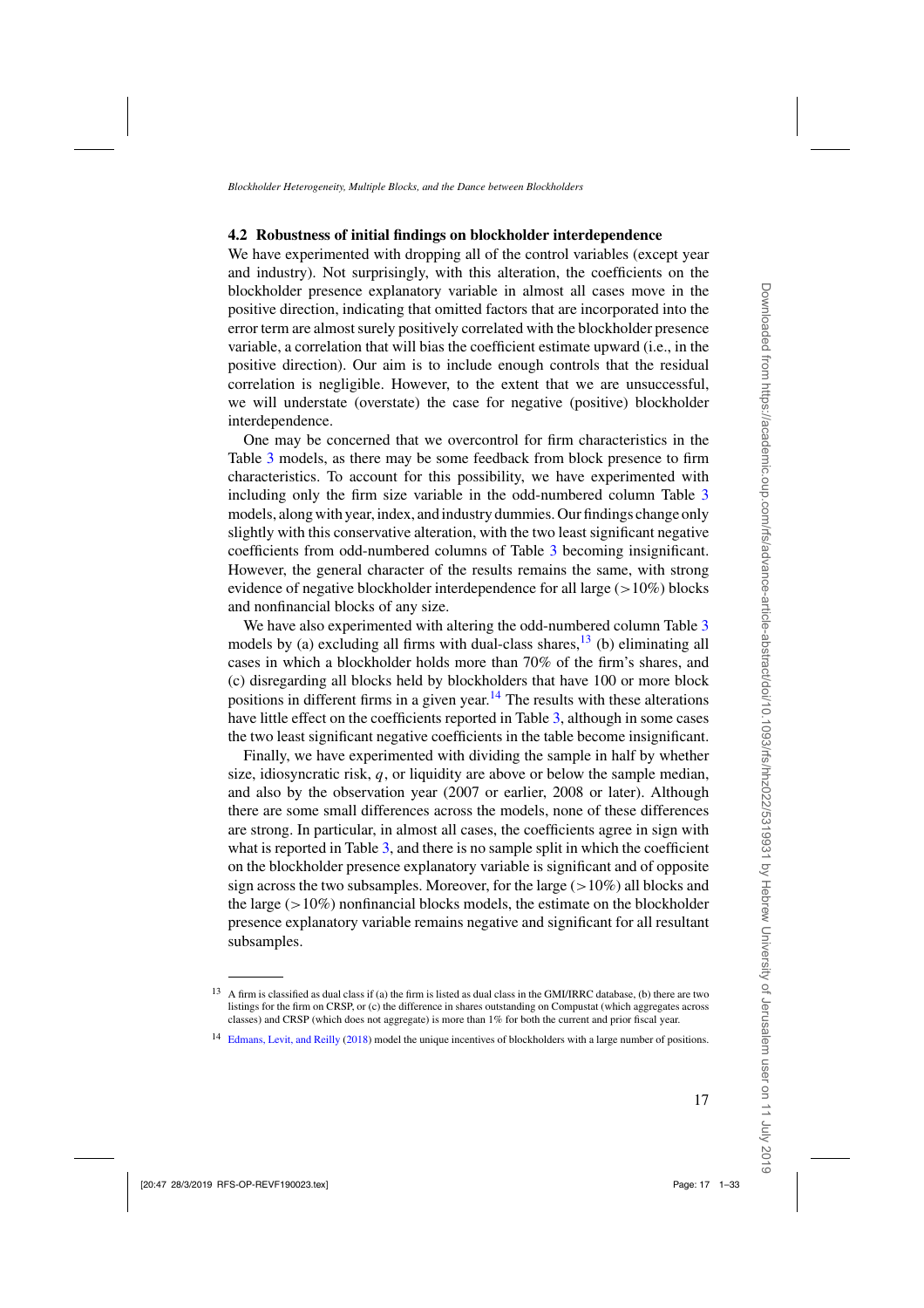### 4.2 Robustness of initial findings on blockholder interdependence

We have experimented with dropping all of the control variables (except year and industry). Not surprisingly, with this alteration, the coefficients on the blockholder presence explanatory variable in almost all cases move in the positive direction, indicating that omitted factors that are incorporated into the error term are almost surely positively correlated with the blockholder presence variable, a correlation that will bias the coefficient estimate upward (i.e., in the positive direction). Our aim is to include enough controls that the residual correlation is negligible. However, to the extent that we are unsuccessful, we will understate (overstate) the case for negative (positive) blockholder interdependence.

One may be concerned that we overcontrol for firm characteristics in the Table 3 models, as there may be some feedback from block presence to firm characteristics. To account for this possibility, we have experimented with including only the firm size variable in the odd-numbered column Table 3 models, along with year, index, and industry dummies. Our findings change only slightly with this conservative alteration, with the two least significant negative coefficients from odd-numbered columns of Table 3 becoming insignificant. However, the general character of the results remains the same, with strong evidence of negative blockholder interdependence for all large ($>10\%$) blocks and nonfinancial blocks of any size.

We have also experimented with altering the odd-numbered column Table 3 models by (a) excluding all firms with dual-class shares,[13] (b) eliminating all cases in which a blockholder holds more than 70% of the firm's shares, and (c) disregarding all blocks held by blockholders that have 100 or more block positions in different firms in a given year.[14] The results with these alterations have little effect on the coefficients reported in Table 3, although in some cases the two least significant negative coefficients in the table become insignificant.

Finally, we have experimented with dividing the sample in half by whether size, idiosyncratic risk, $q$, or liquidity are above or below the sample median, and also by the observation year (2007 or earlier, 2008 or later). Although there are some small differences across the models, none of these differences are strong. In particular, in almost all cases, the coefficients agree in sign with what is reported in Table 3, and there is no sample split in which the coefficient on the blockholder presence explanatory variable is significant and of opposite sign across the two subsamples. Moreover, for the large ($>10\%$) all blocks and the large ($>10\%$) nonfinancial blocks models, the estimate on the blockholder presence explanatory variable remains negative and significant for all resultant subsamples.

---

[13] A firm is classified as dual class if (a) the firm is listed as dual class in the GMI/IRRC database, (b) there are two listings for the firm on CRSP, or (c) the difference in shares outstanding on Compustat (which aggregates across classes) and CRSP (which does not aggregate) is more than 1% for both the current and prior fiscal year.

[14] Edmans, Levit, and Reilly (2018) model the unique incentives of blockholders with a large number of positions.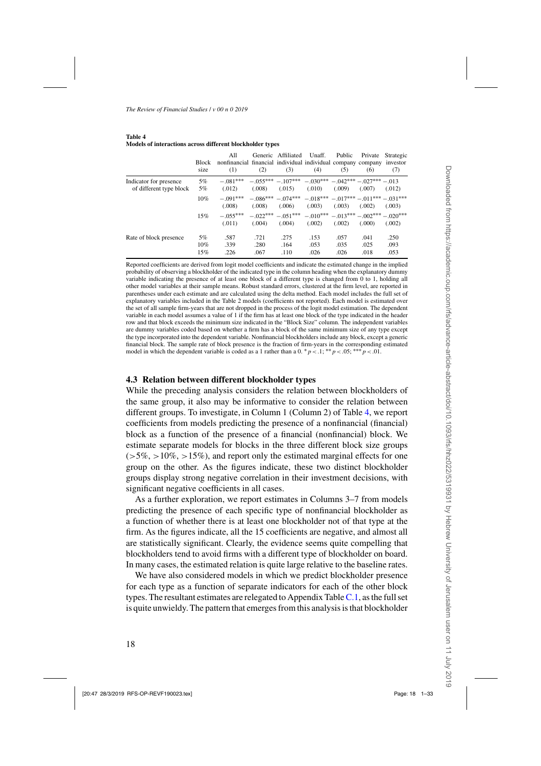**Table 4**
**Models of interactions across different blockholder types**

| | Block size | All nonfinancial (1) | Generic financial (2) | Affiliated individual (3) | Unaff. individual (4) | Public company (5) | Private company (6) | Strategic investor (7) |
|---|---|---|---|---|---|---|---|---|
| Indicator for presence of different type block | 5% | −.081*** | −.055*** | −.107*** | −.030*** | −.042*** | −.027*** | −.013 |
| | | (.012) | (.008) | (.015) | (.010) | (.009) | (.007) | (.012) |
| | 10% | −.091*** | −.086*** | −.074*** | −.018*** | −.017*** | −.011*** | −.031*** |
| | | (.008) | (.008) | (.006) | (.003) | (.003) | (.002) | (.003) |
| | 15% | −.055*** | −.022*** | −.051*** | −.010*** | −.013*** | −.002*** | −.020*** |
| | | (.011) | (.004) | (.004) | (.002) | (.002) | (.000) | (.002) |
| Rate of block presence | 5% | .587 | .721 | .275 | .153 | .057 | .041 | .250 |
| | 10% | .339 | .280 | .164 | .053 | .035 | .025 | .093 |
| | 15% | .226 | .067 | .110 | .026 | .026 | .018 | .053 |

Reported coefficients are derived from logit model coefficients and indicate the estimated change in the implied probability of observing a blockholder of the indicated type in the column heading when the explanatory dummy variable indicating the presence of at least one block of a different type is changed from 0 to 1, holding all other model variables at their sample means. Robust standard errors, clustered at the firm level, are reported in parentheses under each estimate and are calculated using the delta method. Each model includes the full set of explanatory variables included in the Table 2 models (coefficients not reported). Each model is estimated over the set of all sample firm-years that are not dropped in the process of the logit model estimation. The dependent variable in each model assumes a value of 1 if the firm has at least one block of the type indicated in the header row and that block exceeds the minimum size indicated in the "Block Size" column. The independent variables are dummy variables coded based on whether a firm has a block of the same minimum size of any type except the type incorporated into the dependent variable. Nonfinancial blockholders include any block, except a generic financial block. The sample rate of block presence is the fraction of firm-years in the corresponding estimated model in which the dependent variable is coded as a 1 rather than a 0. * $p < .1$; ** $p < .05$; *** $p < .01$.

### 4.3 Relation between different blockholder types

While the preceding analysis considers the relation between blockholders of the same group, it also may be informative to consider the relation between different groups. To investigate, in Column 1 (Column 2) of Table 4, we report coefficients from models predicting the presence of a nonfinancial (financial) block as a function of the presence of a financial (nonfinancial) block. We estimate separate models for blocks in the three different block size groups ($>5\%$, $>10\%$, $>15\%$), and report only the estimated marginal effects for one group on the other. As the figures indicate, these two distinct blockholder groups display strong negative correlation in their investment decisions, with significant negative coefficients in all cases.

As a further exploration, we report estimates in Columns 3–7 from models predicting the presence of each specific type of nonfinancial blockholder as a function of whether there is at least one blockholder not of that type at the firm. As the figures indicate, all the 15 coefficients are negative, and almost all are statistically significant. Clearly, the evidence seems quite compelling that blockholders tend to avoid firms with a different type of blockholder on board. In many cases, the estimated relation is quite large relative to the baseline rates.

We have also considered models in which we predict blockholder presence for each type as a function of separate indicators for each of the other block types. The resultant estimates are relegated to Appendix Table C.1, as the full set is quite unwieldy. The pattern that emerges from this analysis is that blockholder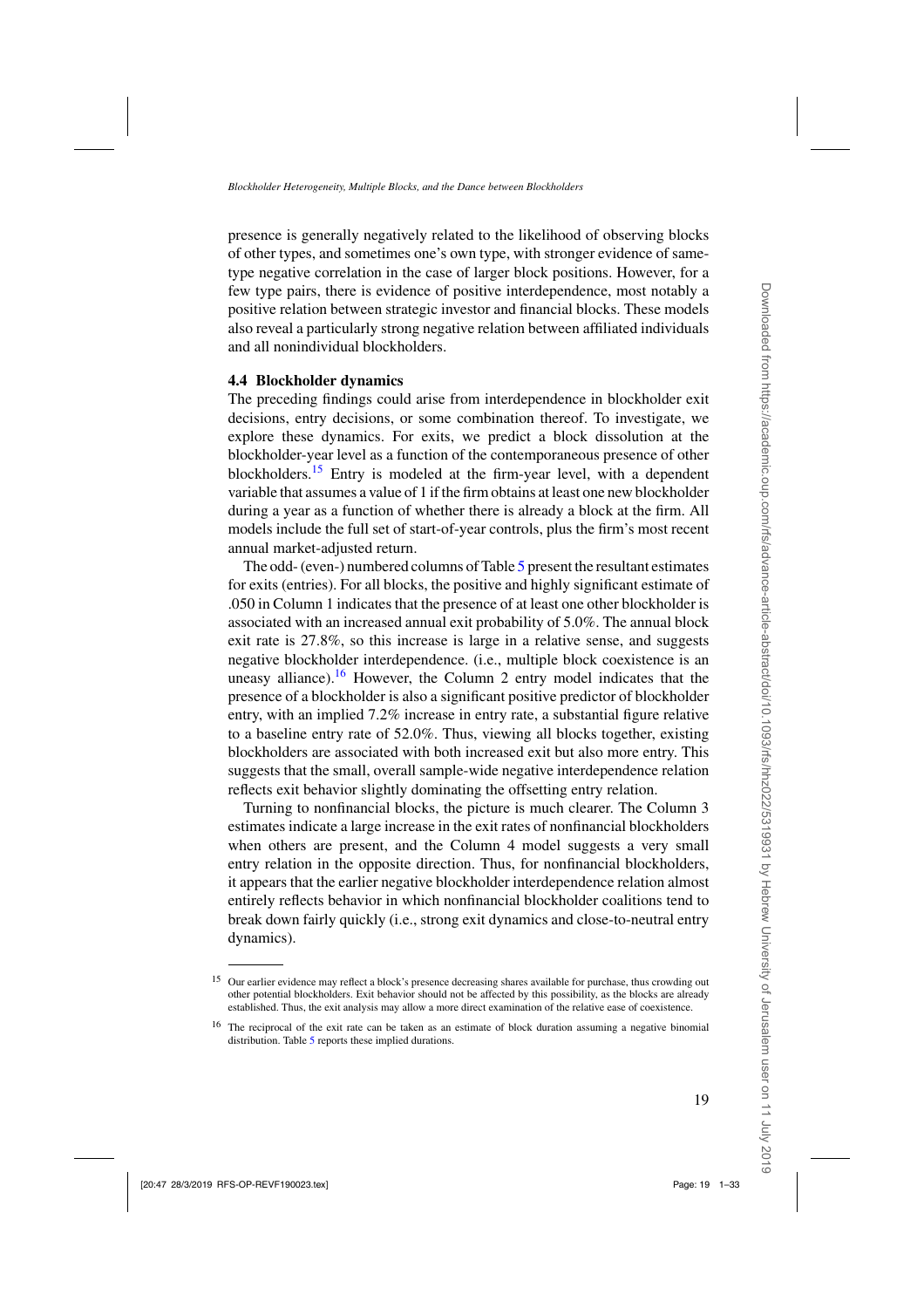presence is generally negatively related to the likelihood of observing blocks of other types, and sometimes one's own type, with stronger evidence of same-type negative correlation in the case of larger block positions. However, for a few type pairs, there is evidence of positive interdependence, most notably a positive relation between strategic investor and financial blocks. These models also reveal a particularly strong negative relation between affiliated individuals and all nonindividual blockholders.

### 4.4 Blockholder dynamics

The preceding findings could arise from interdependence in blockholder exit decisions, entry decisions, or some combination thereof. To investigate, we explore these dynamics. For exits, we predict a block dissolution at the blockholder-year level as a function of the contemporaneous presence of other blockholders.[15] Entry is modeled at the firm-year level, with a dependent variable that assumes a value of 1 if the firm obtains at least one new blockholder during a year as a function of whether there is already a block at the firm. All models include the full set of start-of-year controls, plus the firm's most recent annual market-adjusted return.

The odd- (even-) numbered columns of Table 5 present the resultant estimates for exits (entries). For all blocks, the positive and highly significant estimate of .050 in Column 1 indicates that the presence of at least one other blockholder is associated with an increased annual exit probability of 5.0%. The annual block exit rate is 27.8%, so this increase is large in a relative sense, and suggests negative blockholder interdependence. (i.e., multiple block coexistence is an uneasy alliance).[16] However, the Column 2 entry model indicates that the presence of a blockholder is also a significant positive predictor of blockholder entry, with an implied 7.2% increase in entry rate, a substantial figure relative to a baseline entry rate of 52.0%. Thus, viewing all blocks together, existing blockholders are associated with both increased exit but also more entry. This suggests that the small, overall sample-wide negative interdependence relation reflects exit behavior slightly dominating the offsetting entry relation.

Turning to nonfinancial blocks, the picture is much clearer. The Column 3 estimates indicate a large increase in the exit rates of nonfinancial blockholders when others are present, and the Column 4 model suggests a very small entry relation in the opposite direction. Thus, for nonfinancial blockholders, it appears that the earlier negative blockholder interdependence relation almost entirely reflects behavior in which nonfinancial blockholder coalitions tend to break down fairly quickly (i.e., strong exit dynamics and close-to-neutral entry dynamics).

---

[15] Our earlier evidence may reflect a block's presence decreasing shares available for purchase, thus crowding out other potential blockholders. Exit behavior should not be affected by this possibility, as the blocks are already established. Thus, the exit analysis may allow a more direct examination of the relative ease of coexistence.

[16] The reciprocal of the exit rate can be taken as an estimate of block duration assuming a negative binomial distribution. Table 5 reports these implied durations.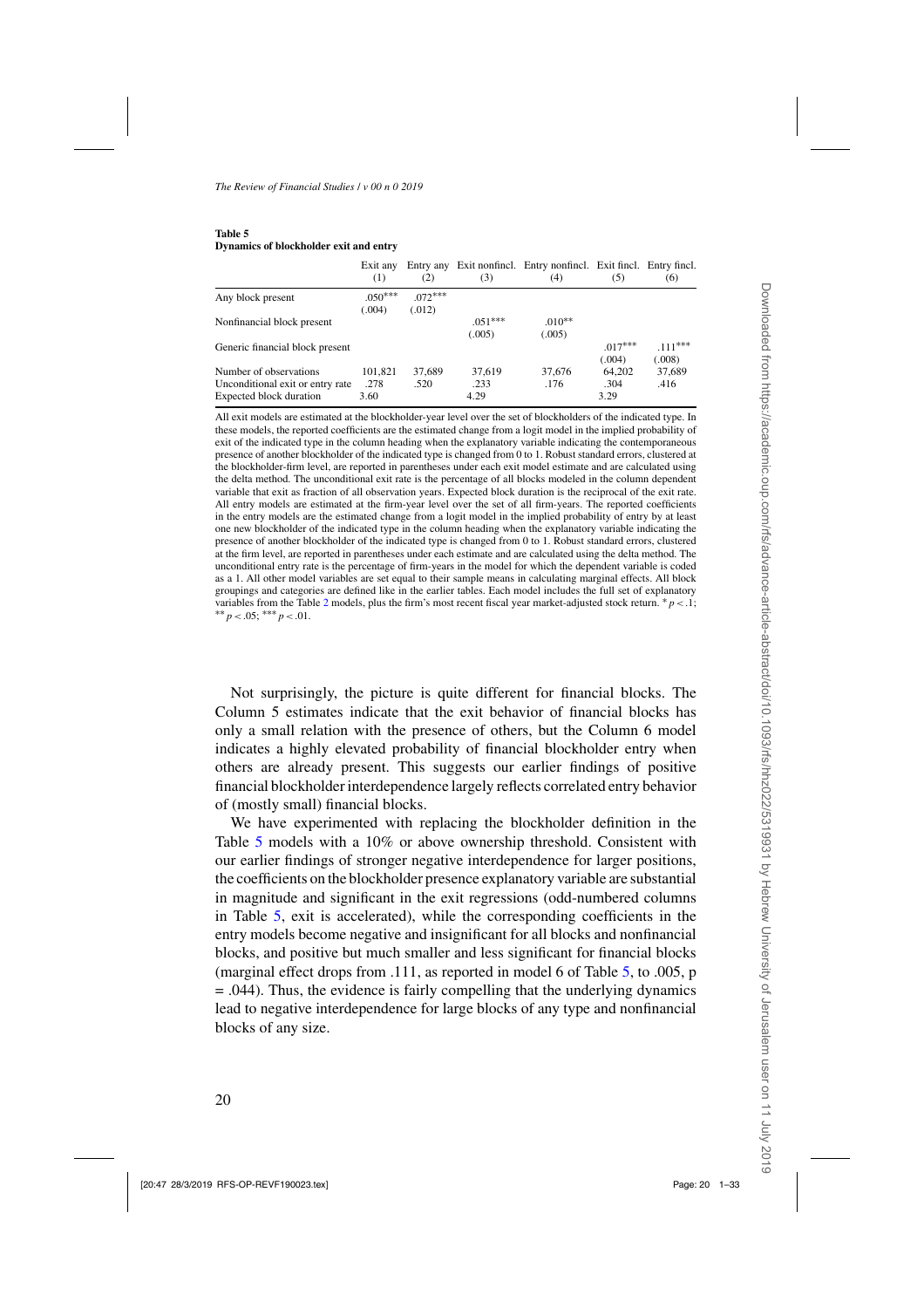**Table 5**
**Dynamics of blockholder exit and entry**

| | Exit any (1) | Entry any (2) | Exit nonfincl. (3) | Entry nonfincl. (4) | Exit fincl. (5) | Entry fincl. (6) |
|---|---|---|---|---|---|---|
| Any block present | .050*** | .072*** | | | | |
| | (.004) | (.012) | | | | |
| Nonfinancial block present | | | .051*** | .010** | | |
| | | | (.005) | (.005) | | |
| Generic financial block present | | | | | .017*** | .111*** |
| | | | | | (.004) | (.008) |
| Number of observations | 101,821 | 37,689 | 37,619 | 37,676 | 64,202 | 37,689 |
| Unconditional exit or entry rate | .278 | .520 | .233 | .176 | .304 | .416 |
| Expected block duration | 3.60 | | 4.29 | | 3.29 | |

All exit models are estimated at the blockholder-year level over the set of blockholders of the indicated type. In these models, the reported coefficients are the estimated change from a logit model in the implied probability of exit of the indicated type in the column heading when the explanatory variable indicating the contemporaneous presence of another blockholder of the indicated type is changed from 0 to 1. Robust standard errors, clustered at the blockholder-firm level, are reported in parentheses under each exit model estimate and are calculated using the delta method. The unconditional exit rate is the percentage of all blocks modeled in the column dependent variable that exit as fraction of all observation years. Expected block duration is the reciprocal of the exit rate. All entry models are estimated at the firm-year level over the set of all firm-years. The reported coefficients in the entry models are the estimated change from a logit model in the implied probability of entry by at least one new blockholder of the indicated type in the column heading when the explanatory variable indicating the presence of another blockholder of the indicated type is changed from 0 to 1. Robust standard errors, clustered at the firm level, are reported in parentheses under each estimate and are calculated using the delta method. The unconditional entry rate is the percentage of firm-years in the model for which the dependent variable is coded as a 1. All other model variables are set equal to their sample means in calculating marginal effects. All block groupings and categories are defined like in the earlier tables. Each model includes the full set of explanatory variables from the Table 2 models, plus the firm's most recent fiscal year market-adjusted stock return. * $p<.1$; ** $p<.05$; *** $p<.01$.

Not surprisingly, the picture is quite different for financial blocks. The Column 5 estimates indicate that the exit behavior of financial blocks has only a small relation with the presence of others, but the Column 6 model indicates a highly elevated probability of financial blockholder entry when others are already present. This suggests our earlier findings of positive financial blockholder interdependence largely reflects correlated entry behavior of (mostly small) financial blocks.

We have experimented with replacing the blockholder definition in the Table 5 models with a 10% or above ownership threshold. Consistent with our earlier findings of stronger negative interdependence for larger positions, the coefficients on the blockholder presence explanatory variable are substantial in magnitude and significant in the exit regressions (odd-numbered columns in Table 5, exit is accelerated), while the corresponding coefficients in the entry models become negative and insignificant for all blocks and nonfinancial blocks, and positive but much smaller and less significant for financial blocks (marginal effect drops from .111, as reported in model 6 of Table 5, to .005, p = .044). Thus, the evidence is fairly compelling that the underlying dynamics lead to negative interdependence for large blocks of any type and nonfinancial blocks of any size.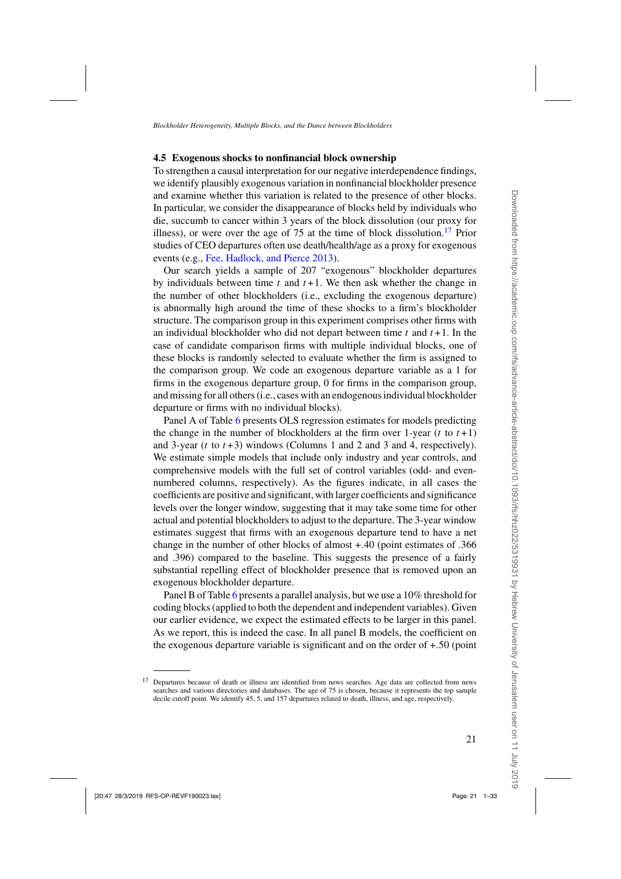### 4.5 Exogenous shocks to nonfinancial block ownership

To strengthen a causal interpretation for our negative interdependence findings, we identify plausibly exogenous variation in nonfinancial blockholder presence and examine whether this variation is related to the presence of other blocks. In particular, we consider the disappearance of blocks held by individuals who die, succumb to cancer within 3 years of the block dissolution (our proxy for illness), or were over the age of 75 at the time of block dissolution.[17] Prior studies of CEO departures often use death/health/age as a proxy for exogenous events (e.g., Fee, Hadlock, and Pierce 2013).

Our search yields a sample of 207 "exogenous" blockholder departures by individuals between time $t$ and $t+1$. We then ask whether the change in the number of other blockholders (i.e., excluding the exogenous departure) is abnormally high around the time of these shocks to a firm's blockholder structure. The comparison group in this experiment comprises other firms with an individual blockholder who did not depart between time $t$ and $t+1$. In the case of candidate comparison firms with multiple individual blocks, one of these blocks is randomly selected to evaluate whether the firm is assigned to the comparison group. We code an exogenous departure variable as a 1 for firms in the exogenous departure group, 0 for firms in the comparison group, and missing for all others (i.e., cases with an endogenous individual blockholder departure or firms with no individual blocks).

Panel A of Table 6 presents OLS regression estimates for models predicting the change in the number of blockholders at the firm over 1-year ($t$ to $t+1$) and 3-year ($t$ to $t+3$) windows (Columns 1 and 2 and 3 and 4, respectively). We estimate simple models that include only industry and year controls, and comprehensive models with the full set of control variables (odd- and even-numbered columns, respectively). As the figures indicate, in all cases the coefficients are positive and significant, with larger coefficients and significance levels over the longer window, suggesting that it may take some time for other actual and potential blockholders to adjust to the departure. The 3-year window estimates suggest that firms with an exogenous departure tend to have a net change in the number of other blocks of almost +.40 (point estimates of .366 and .396) compared to the baseline. This suggests the presence of a fairly substantial repelling effect of blockholder presence that is removed upon an exogenous blockholder departure.

Panel B of Table 6 presents a parallel analysis, but we use a 10% threshold for coding blocks (applied to both the dependent and independent variables). Given our earlier evidence, we expect the estimated effects to be larger in this panel. As we report, this is indeed the case. In all panel B models, the coefficient on the exogenous departure variable is significant and on the order of +.50 (point

---

[17] Departures because of death or illness are identified from news searches. Age data are collected from news searches and various directories and databases. The age of 75 is chosen, because it represents the top sample decile cutoff point. We identify 45, 5, and 157 departures related to death, illness, and age, respectively.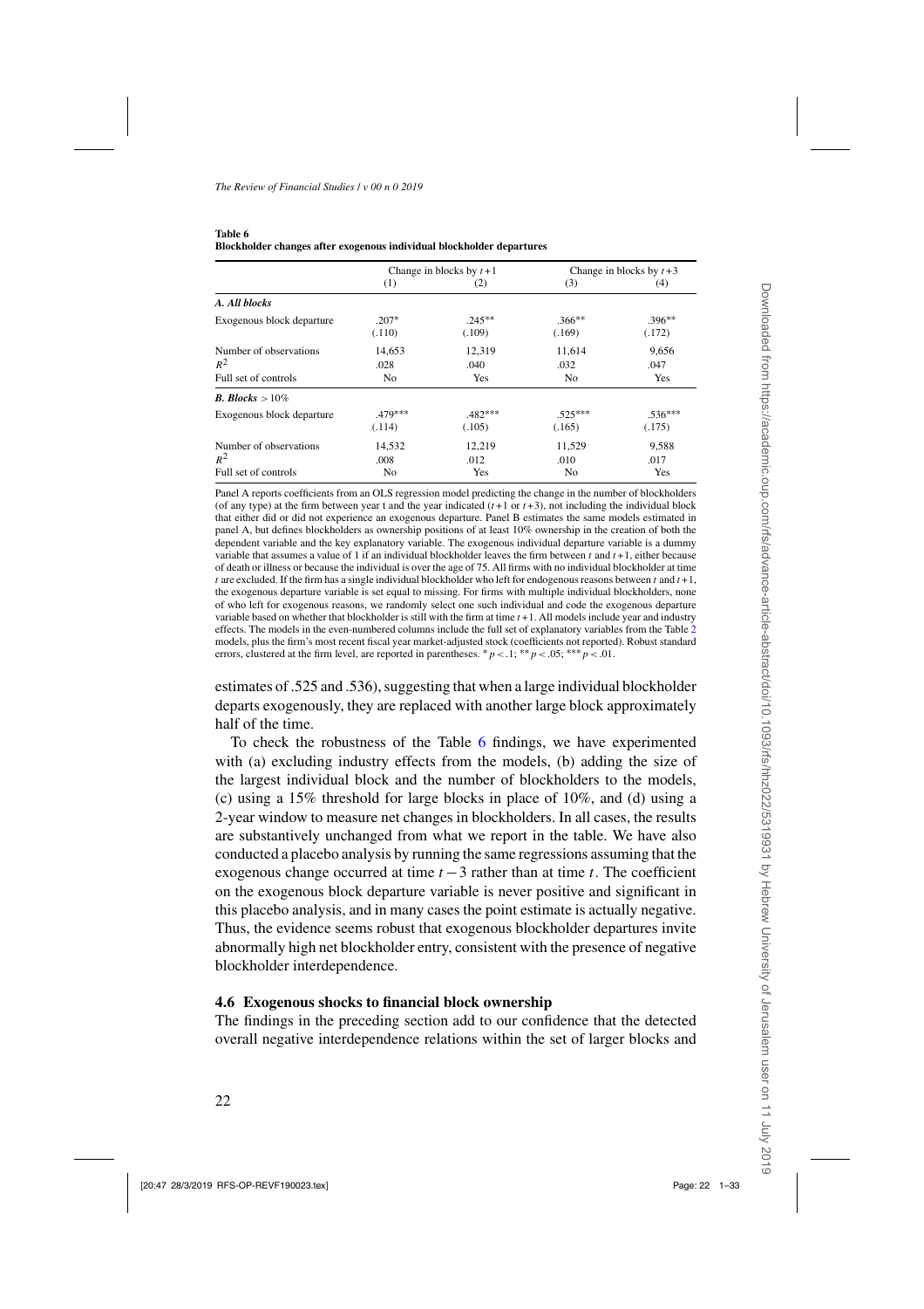**Table 6**
**Blockholder changes after exogenous individual blockholder departures**

| | Change in blocks by $t+1$ | | Change in blocks by $t+3$ | |
|---|---|---|---|---|
| | (1) | (2) | (3) | (4) |
| ***A. All blocks*** | | | | |
| Exogenous block departure | .207* | .245** | .366** | .396** |
| | (.110) | (.109) | (.169) | (.172) |
| Number of observations | 14,653 | 12,319 | 11,614 | 9,656 |
| $R^2$ | .028 | .040 | .032 | .047 |
| Full set of controls | No | Yes | No | Yes |
| ***B. Blocks*** $> 10\%$ | | | | |
| Exogenous block departure | .479*** | .482*** | .525*** | .536*** |
| | (.114) | (.105) | (.165) | (.175) |
| Number of observations | 14,532 | 12,219 | 11,529 | 9,588 |
| $R^2$ | .008 | .012 | .010 | .017 |
| Full set of controls | No | Yes | No | Yes |

Panel A reports coefficients from an OLS regression model predicting the change in the number of blockholders (of any type) at the firm between year t and the year indicated ($t+1$ or $t+3$), not including the individual block that either did or did not experience an exogenous departure. Panel B estimates the same models estimated in panel A, but defines blockholders as ownership positions of at least 10% ownership in the creation of both the dependent variable and the key explanatory variable. The exogenous individual departure variable is a dummy variable that assumes a value of 1 if an individual blockholder leaves the firm between $t$ and $t+1$, either because of death or illness or because the individual is over the age of 75. All firms with no individual blockholder at time $t$ are excluded. If the firm has a single individual blockholder who left for endogenous reasons between $t$ and $t+1$, the exogenous departure variable is set equal to missing. For firms with multiple individual blockholders, none of who left for exogenous reasons, we randomly select one such individual and code the exogenous departure variable based on whether that blockholder is still with the firm at time $t+1$. All models include year and industry effects. The models in the even-numbered columns include the full set of explanatory variables from the Table 2 models, plus the firm's most recent fiscal year market-adjusted stock (coefficients not reported). Robust standard errors, clustered at the firm level, are reported in parentheses. * $p < .1$; ** $p < .05$; *** $p < .01$.

estimates of .525 and .536), suggesting that when a large individual blockholder departs exogenously, they are replaced with another large block approximately half of the time.

To check the robustness of the Table 6 findings, we have experimented with (a) excluding industry effects from the models, (b) adding the size of the largest individual block and the number of blockholders to the models, (c) using a 15% threshold for large blocks in place of 10%, and (d) using a 2-year window to measure net changes in blockholders. In all cases, the results are substantively unchanged from what we report in the table. We have also conducted a placebo analysis by running the same regressions assuming that the exogenous change occurred at time $t-3$ rather than at time $t$. The coefficient on the exogenous block departure variable is never positive and significant in this placebo analysis, and in many cases the point estimate is actually negative. Thus, the evidence seems robust that exogenous blockholder departures invite abnormally high net blockholder entry, consistent with the presence of negative blockholder interdependence.

### 4.6 Exogenous shocks to financial block ownership

The findings in the preceding section add to our confidence that the detected overall negative interdependence relations within the set of larger blocks and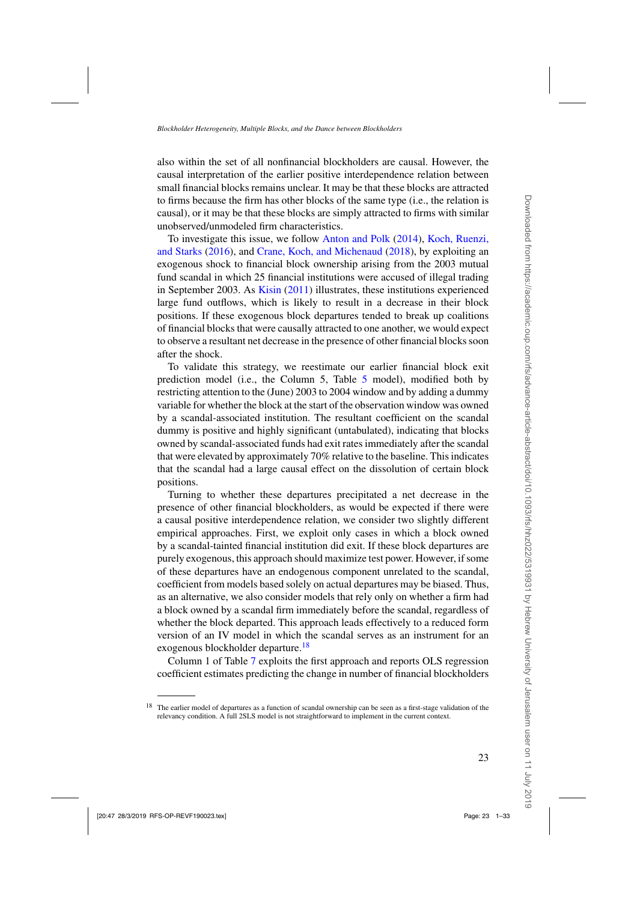also within the set of all nonfinancial blockholders are causal. However, the causal interpretation of the earlier positive interdependence relation between small financial blocks remains unclear. It may be that these blocks are attracted to firms because the firm has other blocks of the same type (i.e., the relation is causal), or it may be that these blocks are simply attracted to firms with similar unobserved/unmodeled firm characteristics.

To investigate this issue, we follow Anton and Polk (2014), Koch, Ruenzi, and Starks (2016), and Crane, Koch, and Michenaud (2018), by exploiting an exogenous shock to financial block ownership arising from the 2003 mutual fund scandal in which 25 financial institutions were accused of illegal trading in September 2003. As Kisin (2011) illustrates, these institutions experienced large fund outflows, which is likely to result in a decrease in their block positions. If these exogenous block departures tended to break up coalitions of financial blocks that were causally attracted to one another, we would expect to observe a resultant net decrease in the presence of other financial blocks soon after the shock.

To validate this strategy, we reestimate our earlier financial block exit prediction model (i.e., the Column 5, Table 5 model), modified both by restricting attention to the (June) 2003 to 2004 window and by adding a dummy variable for whether the block at the start of the observation window was owned by a scandal-associated institution. The resultant coefficient on the scandal dummy is positive and highly significant (untabulated), indicating that blocks owned by scandal-associated funds had exit rates immediately after the scandal that were elevated by approximately 70% relative to the baseline. This indicates that the scandal had a large causal effect on the dissolution of certain block positions.

Turning to whether these departures precipitated a net decrease in the presence of other financial blockholders, as would be expected if there were a causal positive interdependence relation, we consider two slightly different empirical approaches. First, we exploit only cases in which a block owned by a scandal-tainted financial institution did exit. If these block departures are purely exogenous, this approach should maximize test power. However, if some of these departures have an endogenous component unrelated to the scandal, coefficient from models based solely on actual departures may be biased. Thus, as an alternative, we also consider models that rely only on whether a firm had a block owned by a scandal firm immediately before the scandal, regardless of whether the block departed. This approach leads effectively to a reduced form version of an IV model in which the scandal serves as an instrument for an exogenous blockholder departure.[18]

Column 1 of Table 7 exploits the first approach and reports OLS regression coefficient estimates predicting the change in number of financial blockholders

[18] The earlier model of departures as a function of scandal ownership can be seen as a first-stage validation of the relevancy condition. A full 2SLS model is not straightforward to implement in the current context.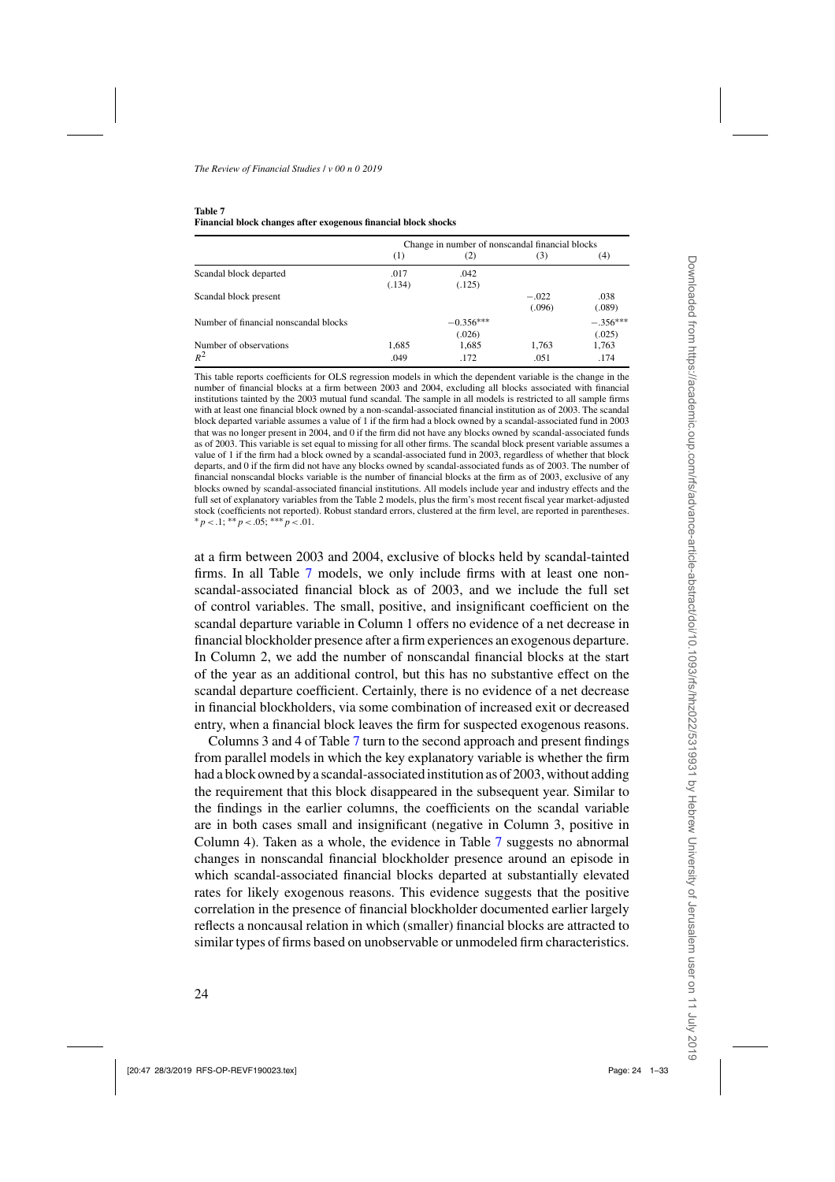**Table 7**
**Financial block changes after exogenous financial block shocks**

| | Change in number of nonscandal financial blocks | | | |
|---|---|---|---|---|
| | (1) | (2) | (3) | (4) |
| Scandal block departed | .017 | .042 | | |
| | (.134) | (.125) | | |
| Scandal block present | | | −.022 | .038 |
| | | | (.096) | (.089) |
| Number of financial nonscandal blocks | | −0.356*** | | −.356*** |
| | | (.026) | | (.025) |
| Number of observations | 1,685 | 1,685 | 1,763 | 1,763 |
| $R^2$ | .049 | .172 | .051 | .174 |

This table reports coefficients for OLS regression models in which the dependent variable is the change in the number of financial blocks at a firm between 2003 and 2004, excluding all blocks associated with financial institutions tainted by the 2003 mutual fund scandal. The sample in all models is restricted to all sample firms with at least one financial block owned by a non-scandal-associated financial institution as of 2003. The scandal block departed variable assumes a value of 1 if the firm had a block owned by a scandal-associated fund in 2003 that was no longer present in 2004, and 0 if the firm did not have any blocks owned by scandal-associated funds as of 2003. This variable is set equal to missing for all other firms. The scandal block present variable assumes a value of 1 if the firm had a block owned by a scandal-associated fund in 2003, regardless of whether that block departs, and 0 if the firm did not have any blocks owned by scandal-associated funds as of 2003. The number of financial nonscandal blocks variable is the number of financial blocks at the firm as of 2003, exclusive of any blocks owned by scandal-associated financial institutions. All models include year and industry effects and the full set of explanatory variables from the Table 2 models, plus the firm's most recent fiscal year market-adjusted stock (coefficients not reported). Robust standard errors, clustered at the firm level, are reported in parentheses. * $p<.1$; ** $p<.05$; *** $p<.01$.

at a firm between 2003 and 2004, exclusive of blocks held by scandal-tainted firms. In all Table 7 models, we only include firms with at least one non-scandal-associated financial block as of 2003, and we include the full set of control variables. The small, positive, and insignificant coefficient on the scandal departure variable in Column 1 offers no evidence of a net decrease in financial blockholder presence after a firm experiences an exogenous departure. In Column 2, we add the number of nonscandal financial blocks at the start of the year as an additional control, but this has no substantive effect on the scandal departure coefficient. Certainly, there is no evidence of a net decrease in financial blockholders, via some combination of increased exit or decreased entry, when a financial block leaves the firm for suspected exogenous reasons.

Columns 3 and 4 of Table 7 turn to the second approach and present findings from parallel models in which the key explanatory variable is whether the firm had a block owned by a scandal-associated institution as of 2003, without adding the requirement that this block disappeared in the subsequent year. Similar to the findings in the earlier columns, the coefficients on the scandal variable are in both cases small and insignificant (negative in Column 3, positive in Column 4). Taken as a whole, the evidence in Table 7 suggests no abnormal changes in nonscandal financial blockholder presence around an episode in which scandal-associated financial blocks departed at substantially elevated rates for likely exogenous reasons. This evidence suggests that the positive correlation in the presence of financial blockholder documented earlier largely reflects a noncausal relation in which (smaller) financial blocks are attracted to similar types of firms based on unobservable or unmodeled firm characteristics.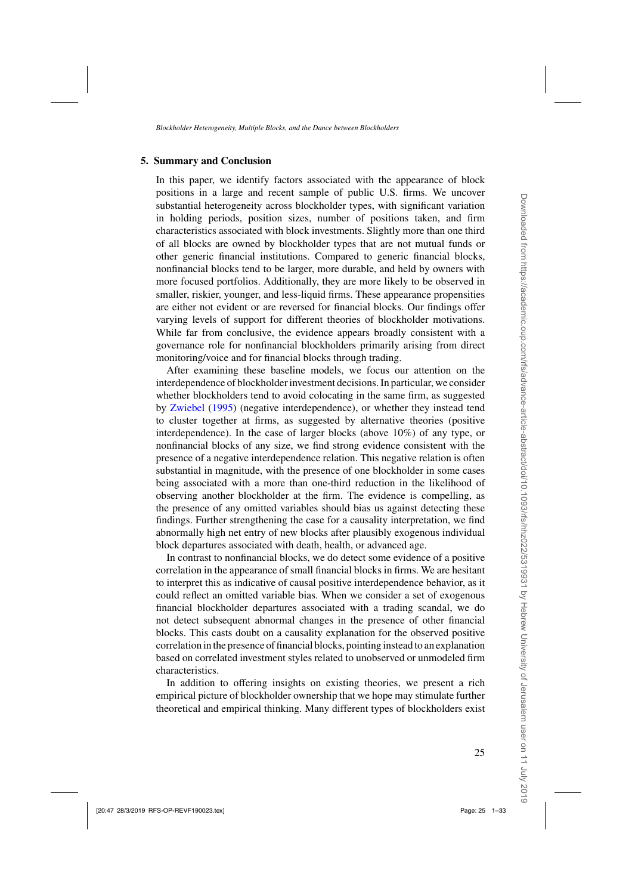## 5. Summary and Conclusion

In this paper, we identify factors associated with the appearance of block positions in a large and recent sample of public U.S. firms. We uncover substantial heterogeneity across blockholder types, with significant variation in holding periods, position sizes, number of positions taken, and firm characteristics associated with block investments. Slightly more than one third of all blocks are owned by blockholder types that are not mutual funds or other generic financial institutions. Compared to generic financial blocks, nonfinancial blocks tend to be larger, more durable, and held by owners with more focused portfolios. Additionally, they are more likely to be observed in smaller, riskier, younger, and less-liquid firms. These appearance propensities are either not evident or are reversed for financial blocks. Our findings offer varying levels of support for different theories of blockholder motivations. While far from conclusive, the evidence appears broadly consistent with a governance role for nonfinancial blockholders primarily arising from direct monitoring/voice and for financial blocks through trading.

After examining these baseline models, we focus our attention on the interdependence of blockholder investment decisions. In particular, we consider whether blockholders tend to avoid colocating in the same firm, as suggested by Zwiebel (1995) (negative interdependence), or whether they instead tend to cluster together at firms, as suggested by alternative theories (positive interdependence). In the case of larger blocks (above 10%) of any type, or nonfinancial blocks of any size, we find strong evidence consistent with the presence of a negative interdependence relation. This negative relation is often substantial in magnitude, with the presence of one blockholder in some cases being associated with a more than one-third reduction in the likelihood of observing another blockholder at the firm. The evidence is compelling, as the presence of any omitted variables should bias us against detecting these findings. Further strengthening the case for a causality interpretation, we find abnormally high net entry of new blocks after plausibly exogenous individual block departures associated with death, health, or advanced age.

In contrast to nonfinancial blocks, we do detect some evidence of a positive correlation in the appearance of small financial blocks in firms. We are hesitant to interpret this as indicative of causal positive interdependence behavior, as it could reflect an omitted variable bias. When we consider a set of exogenous financial blockholder departures associated with a trading scandal, we do not detect subsequent abnormal changes in the presence of other financial blocks. This casts doubt on a causality explanation for the observed positive correlation in the presence of financial blocks, pointing instead to an explanation based on correlated investment styles related to unobserved or unmodeled firm characteristics.

In addition to offering insights on existing theories, we present a rich empirical picture of blockholder ownership that we hope may stimulate further theoretical and empirical thinking. Many different types of blockholders exist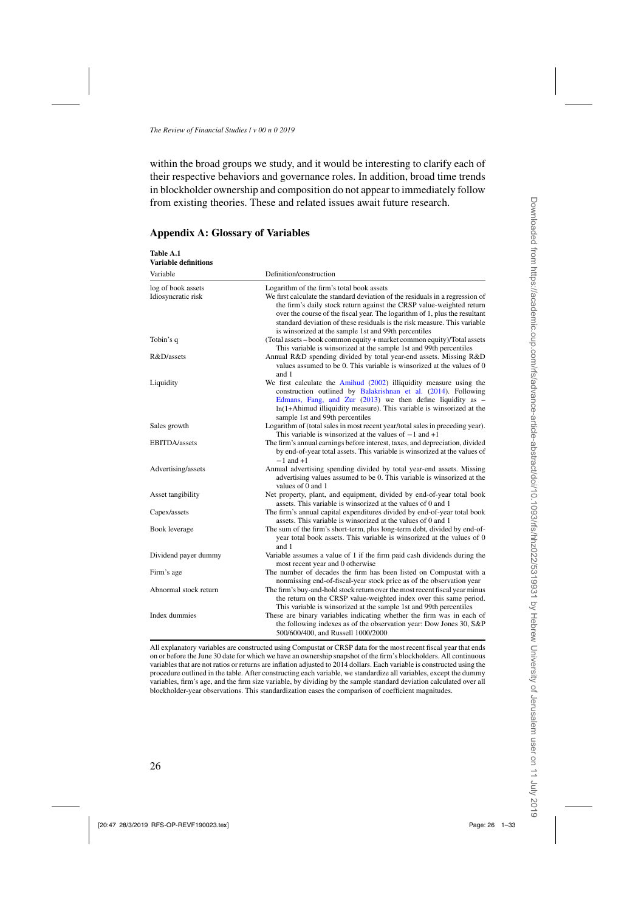within the broad groups we study, and it would be interesting to clarify each of their respective behaviors and governance roles. In addition, broad time trends in blockholder ownership and composition do not appear to immediately follow from existing theories. These and related issues await future research.

## Appendix A: Glossary of Variables

**Table A.1**
**Variable definitions**

| Variable | Definition/construction |
| --- | --- |
| log of book assets | Logarithm of the firm's total book assets |
| Idiosyncratic risk | We first calculate the standard deviation of the residuals in a regression of the firm's daily stock return against the CRSP value-weighted return over the course of the fiscal year. The logarithm of 1, plus the resultant standard deviation of these residuals is the risk measure. This variable is winsorized at the sample 1st and 99th percentiles |
| Tobin's q | (Total assets – book common equity + market common equity)/Total assets This variable is winsorized at the sample 1st and 99th percentiles |
| R&D/assets | Annual R&D spending divided by total year-end assets. Missing R&D values assumed to be 0. This variable is winsorized at the values of 0 and 1 |
| Liquidity | We first calculate the Amihud (2002) illiquidity measure using the construction outlined by Balakrishnan et al. (2014). Following Edmans, Fang, and Zur (2013) we then define liquidity as – ln(1+Ahimud illiquidity measure). This variable is winsorized at the sample 1st and 99th percentiles |
| Sales growth | Logarithm of (total sales in most recent year/total sales in preceding year). This variable is winsorized at the values of −1 and +1 |
| EBITDA/assets | The firm's annual earnings before interest, taxes, and depreciation, divided by end-of-year total assets. This variable is winsorized at the values of −1 and +1 |
| Advertising/assets | Annual advertising spending divided by total year-end assets. Missing advertising values assumed to be 0. This variable is winsorized at the values of 0 and 1 |
| Asset tangibility | Net property, plant, and equipment, divided by end-of-year total book assets. This variable is winsorized at the values of 0 and 1 |
| Capex/assets | The firm's annual capital expenditures divided by end-of-year total book assets. This variable is winsorized at the values of 0 and 1 |
| Book leverage | The sum of the firm's short-term, plus long-term debt, divided by end-of-year total book assets. This variable is winsorized at the values of 0 and 1 |
| Dividend payer dummy | Variable assumes a value of 1 if the firm paid cash dividends during the most recent year and 0 otherwise |
| Firm's age | The number of decades the firm has been listed on Compustat with a nonmissing end-of-fiscal-year stock price as of the observation year |
| Abnormal stock return | The firm's buy-and-hold stock return over the most recent fiscal year minus the return on the CRSP value-weighted index over this same period. This variable is winsorized at the sample 1st and 99th percentiles |
| Index dummies | These are binary variables indicating whether the firm was in each of the following indexes as of the observation year: Dow Jones 30, S&P 500/600/400, and Russell 1000/2000 |

All explanatory variables are constructed using Compustat or CRSP data for the most recent fiscal year that ends on or before the June 30 date for which we have an ownership snapshot of the firm's blockholders. All continuous variables that are not ratios or returns are inflation adjusted to 2014 dollars. Each variable is constructed using the procedure outlined in the table. After constructing each variable, we standardize all variables, except the dummy variables, firm's age, and the firm size variable, by dividing by the sample standard deviation calculated over all blockholder-year observations. This standardization eases the comparison of coefficient magnitudes.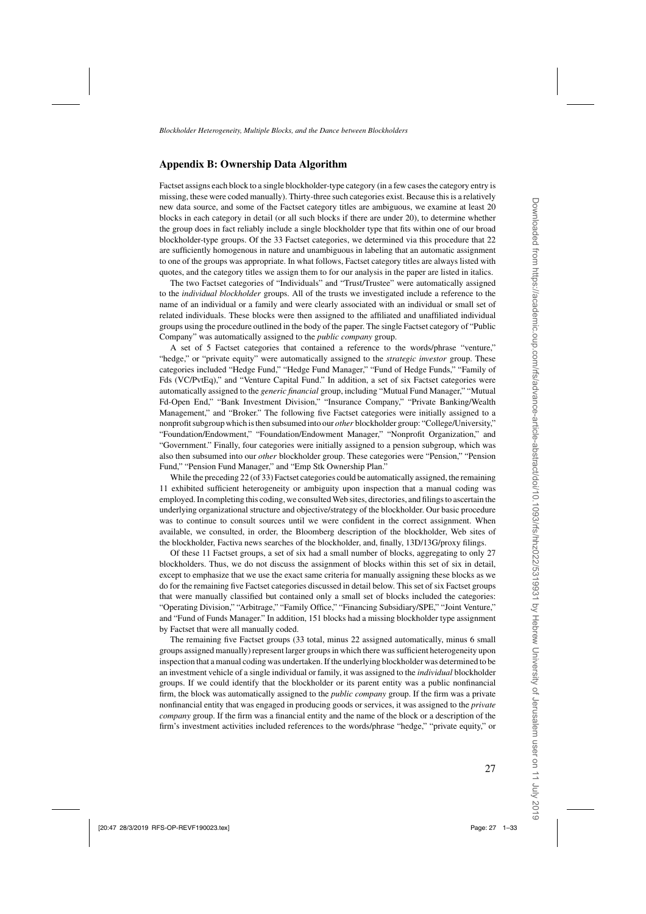## Appendix B: Ownership Data Algorithm

Factset assigns each block to a single blockholder-type category (in a few cases the category entry is missing, these were coded manually). Thirty-three such categories exist. Because this is a relatively new data source, and some of the Factset category titles are ambiguous, we examine at least 20 blocks in each category in detail (or all such blocks if there are under 20), to determine whether the group does in fact reliably include a single blockholder type that fits within one of our broad blockholder-type groups. Of the 33 Factset categories, we determined via this procedure that 22 are sufficiently homogenous in nature and unambiguous in labeling that an automatic assignment to one of the groups was appropriate. In what follows, Factset category titles are always listed with quotes, and the category titles we assign them to for our analysis in the paper are listed in italics.

The two Factset categories of "Individuals" and "Trust/Trustee" were automatically assigned to the *individual blockholder* groups. All of the trusts we investigated include a reference to the name of an individual or a family and were clearly associated with an individual or small set of related individuals. These blocks were then assigned to the affiliated and unaffiliated individual groups using the procedure outlined in the body of the paper. The single Factset category of "Public Company" was automatically assigned to the *public company* group.

A set of 5 Factset categories that contained a reference to the words/phrase "venture," "hedge," or "private equity" were automatically assigned to the *strategic investor* group. These categories included "Hedge Fund," "Hedge Fund Manager," "Fund of Hedge Funds," "Family of Fds (VC/PvtEq)," and "Venture Capital Fund." In addition, a set of six Factset categories were automatically assigned to the *generic financial* group, including "Mutual Fund Manager," "Mutual Fd-Open End," "Bank Investment Division," "Insurance Company," "Private Banking/Wealth Management," and "Broker." The following five Factset categories were initially assigned to a nonprofit subgroup which is then subsumed into our *other* blockholder group: "College/University," "Foundation/Endowment," "Foundation/Endowment Manager," "Nonprofit Organization," and "Government." Finally, four categories were initially assigned to a pension subgroup, which was also then subsumed into our *other* blockholder group. These categories were "Pension," "Pension Fund," "Pension Fund Manager," and "Emp Stk Ownership Plan."

While the preceding 22 (of 33) Factset categories could be automatically assigned, the remaining 11 exhibited sufficient heterogeneity or ambiguity upon inspection that a manual coding was employed. In completing this coding, we consulted Web sites, directories, and filings to ascertain the underlying organizational structure and objective/strategy of the blockholder. Our basic procedure was to continue to consult sources until we were confident in the correct assignment. When available, we consulted, in order, the Bloomberg description of the blockholder, Web sites of the blockholder, Factiva news searches of the blockholder, and, finally, 13D/13G/proxy filings.

Of these 11 Factset groups, a set of six had a small number of blocks, aggregating to only 27 blockholders. Thus, we do not discuss the assignment of blocks within this set of six in detail, except to emphasize that we use the exact same criteria for manually assigning these blocks as we do for the remaining five Factset categories discussed in detail below. This set of six Factset groups that were manually classified but contained only a small set of blocks included the categories: "Operating Division," "Arbitrage," "Family Office," "Financing Subsidiary/SPE," "Joint Venture," and "Fund of Funds Manager." In addition, 151 blocks had a missing blockholder type assignment by Factset that were all manually coded.

The remaining five Factset groups (33 total, minus 22 assigned automatically, minus 6 small groups assigned manually) represent larger groups in which there was sufficient heterogeneity upon inspection that a manual coding was undertaken. If the underlying blockholder was determined to be an investment vehicle of a single individual or family, it was assigned to the *individual* blockholder groups. If we could identify that the blockholder or its parent entity was a public nonfinancial firm, the block was automatically assigned to the *public company* group. If the firm was a private nonfinancial entity that was engaged in producing goods or services, it was assigned to the *private company* group. If the firm was a financial entity and the name of the block or a description of the firm's investment activities included references to the words/phrase "hedge," "private equity," or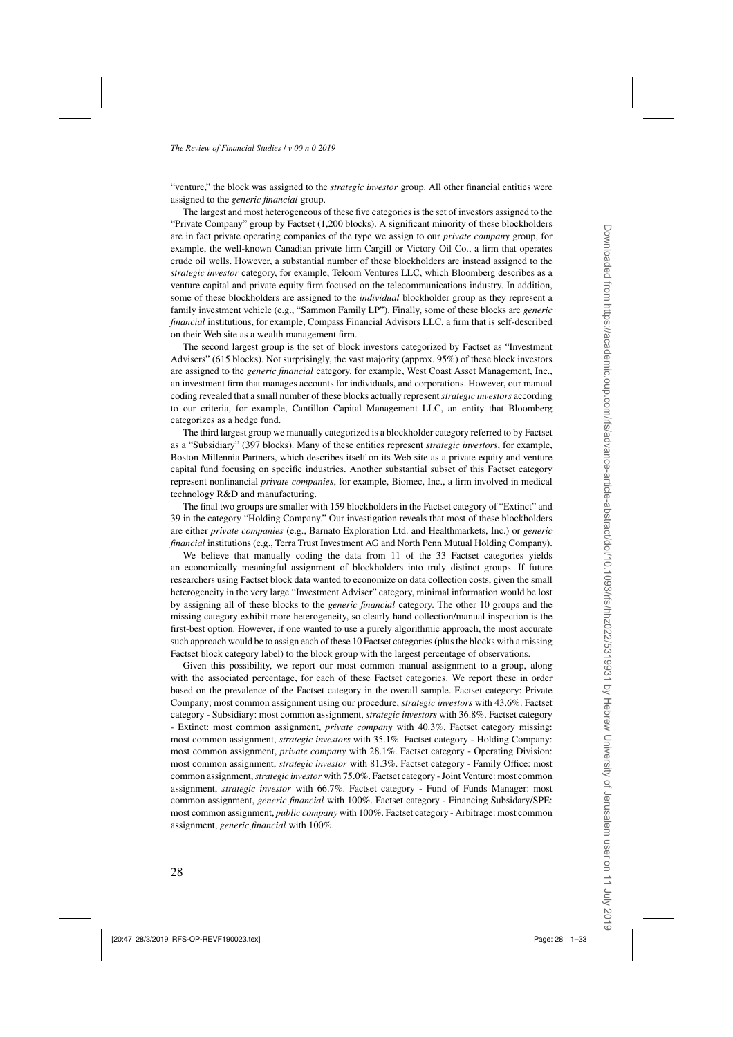"venture," the block was assigned to the *strategic investor* group. All other financial entities were assigned to the *generic financial* group.

The largest and most heterogeneous of these five categories is the set of investors assigned to the "Private Company" group by Factset (1,200 blocks). A significant minority of these blockholders are in fact private operating companies of the type we assign to our *private company* group, for example, the well-known Canadian private firm Cargill or Victory Oil Co., a firm that operates crude oil wells. However, a substantial number of these blockholders are instead assigned to the *strategic investor* category, for example, Telcom Ventures LLC, which Bloomberg describes as a venture capital and private equity firm focused on the telecommunications industry. In addition, some of these blockholders are assigned to the *individual* blockholder group as they represent a family investment vehicle (e.g., "Sammon Family LP"). Finally, some of these blocks are *generic financial* institutions, for example, Compass Financial Advisors LLC, a firm that is self-described on their Web site as a wealth management firm.

The second largest group is the set of block investors categorized by Factset as "Investment Advisers" (615 blocks). Not surprisingly, the vast majority (approx. 95%) of these block investors are assigned to the *generic financial* category, for example, West Coast Asset Management, Inc., an investment firm that manages accounts for individuals, and corporations. However, our manual coding revealed that a small number of these blocks actually represent *strategic investors* according to our criteria, for example, Cantillon Capital Management LLC, an entity that Bloomberg categorizes as a hedge fund.

The third largest group we manually categorized is a blockholder category referred to by Factset as a "Subsidiary" (397 blocks). Many of these entities represent *strategic investors*, for example, Boston Millennia Partners, which describes itself on its Web site as a private equity and venture capital fund focusing on specific industries. Another substantial subset of this Factset category represent nonfinancial *private companies*, for example, Biomec, Inc., a firm involved in medical technology R&D and manufacturing.

The final two groups are smaller with 159 blockholders in the Factset category of "Extinct" and 39 in the category "Holding Company." Our investigation reveals that most of these blockholders are either *private companies* (e.g., Barnato Exploration Ltd. and Healthmarkets, Inc.) or *generic financial* institutions (e.g., Terra Trust Investment AG and North Penn Mutual Holding Company).

We believe that manually coding the data from 11 of the 33 Factset categories yields an economically meaningful assignment of blockholders into truly distinct groups. If future researchers using Factset block data wanted to economize on data collection costs, given the small heterogeneity in the very large "Investment Adviser" category, minimal information would be lost by assigning all of these blocks to the *generic financial* category. The other 10 groups and the missing category exhibit more heterogeneity, so clearly hand collection/manual inspection is the first-best option. However, if one wanted to use a purely algorithmic approach, the most accurate such approach would be to assign each of these 10 Factset categories (plus the blocks with a missing Factset block category label) to the block group with the largest percentage of observations.

Given this possibility, we report our most common manual assignment to a group, along with the associated percentage, for each of these Factset categories. We report these in order based on the prevalence of the Factset category in the overall sample. Factset category: Private Company; most common assignment using our procedure, *strategic investors* with 43.6%. Factset category - Subsidiary: most common assignment, *strategic investors* with 36.8%. Factset category - Extinct: most common assignment, *private company* with 40.3%. Factset category missing: most common assignment, *strategic investors* with 35.1%. Factset category - Holding Company: most common assignment, *private company* with 28.1%. Factset category - Operating Division: most common assignment, *strategic investor* with 81.3%. Factset category - Family Office: most common assignment, *strategic investor* with 75.0%. Factset category - Joint Venture: most common assignment, *strategic investor* with 66.7%. Factset category - Fund of Funds Manager: most common assignment, *generic financial* with 100%. Factset category - Financing Subsidary/SPE: most common assignment, *public company* with 100%. Factset category - Arbitrage: most common assignment, *generic financial* with 100%.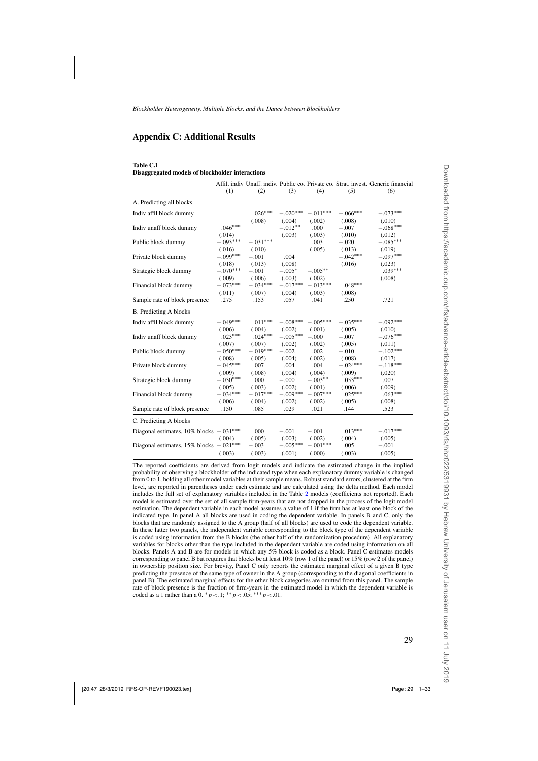## Appendix C: Additional Results

**Table C.1**
**Disaggregated models of blockholder interactions**

| | Affil. indiv (1) | Unaff. indiv. (2) | Public co. (3) | Private co. (4) | Strat. invest. (5) | Generic financial (6) |
|---|---|---|---|---|---|---|
| A. Predicting all blocks | | | | | | |
| Indiv affil block dummy | | .026*** | −.020*** | −.011*** | −.066*** | −.073*** |
| | | (.008) | (.004) | (.002) | (.008) | (.010) |
| Indiv unaff block dummy | .046*** | | −.012** | .000 | −.007 | −.068*** |
| | (.014) | | (.003) | (.003) | (.010) | (.012) |
| Public block dummy | −.093*** | −.031*** | | .003 | −.020 | −.085*** |
| | (.016) | (.010) | | (.005) | (.013) | (.019) |
| Private block dummy | −.099*** | −.001 | .004 | | −.042*** | −.097*** |
| | (.018) | (.013) | (.008) | | (.016) | (.023) |
| Strategic block dummy | −.070*** | −.001 | −.005* | −.005** | | .039*** |
| | (.009) | (.006) | (.003) | (.002) | | (.008) |
| Financial block dummy | −.073*** | −.034*** | −.017*** | −.013*** | .048*** | |
| | (.011) | (.007) | (.004) | (.003) | (.008) | |
| Sample rate of block presence | .275 | .153 | .057 | .041 | .250 | .721 |
| B. Predicting A blocks | | | | | | |
| Indiv affil block dummy | −.049*** | .011*** | −.008*** | −.005*** | −.035*** | −.092*** |
| | (.006) | (.004) | (.002) | (.001) | (.005) | (.010) |
| Indiv unaff block dummy | .023*** | .024*** | −.005*** | −.000 | −.007 | −.076*** |
| | (.007) | (.007) | (.002) | (.002) | (.005) | (.011) |
| Public block dummy | −.050*** | −.019*** | −.002 | .002 | −.010 | −.102*** |
| | (.008) | (.005) | (.004) | (.002) | (.008) | (.017) |
| Private block dummy | −.045*** | .007 | .004 | .004 | −.024*** | −.118*** |
| | (.009) | (.008) | (.004) | (.004) | (.009) | (.020) |
| Strategic block dummy | −.030*** | .000 | −.000 | −.003** | .053*** | .007 |
| | (.005) | (.003) | (.002) | (.001) | (.006) | (.009) |
| Financial block dummy | −.034*** | −.017*** | −.009*** | −.007*** | .025*** | .063*** |
| | (.006) | (.004) | (.002) | (.002) | (.005) | (.008) |
| Sample rate of block presence | .150 | .085 | .029 | .021 | .144 | .523 |
| C. Predicting A blocks | | | | | | |
| Diagonal estimates, 10% blocks | −.031*** | .000 | −.001 | −.001 | .013*** | −.017*** |
| | (.004) | (.005) | (.003) | (.002) | (.004) | (.005) |
| Diagonal estimates, 15% blocks | −.021*** | −.003 | −.005*** | −.001*** | .005 | −.001 |
| | (.003) | (.003) | (.001) | (.000) | (.003) | (.005) |

The reported coefficients are derived from logit models and indicate the estimated change in the implied probability of observing a blockholder of the indicated type when each explanatory dummy variable is changed from 0 to 1, holding all other model variables at their sample means. Robust standard errors, clustered at the firm level, are reported in parentheses under each estimate and are calculated using the delta method. Each model includes the full set of explanatory variables included in the Table 2 models (coefficients not reported). Each model is estimated over the set of all sample firm-years that are not dropped in the process of the logit model estimation. The dependent variable in each model assumes a value of 1 if the firm has at least one block of the indicated type. In panel A all blocks are used in coding the dependent variable. In panels B and C, only the blocks that are randomly assigned to the A group (half of all blocks) are used to code the dependent variable. In these latter two panels, the independent variable corresponding to the block type of the dependent variable is coded using information from the B blocks (the other half of the randomization procedure). All explanatory variables for blocks other than the type included in the dependent variable are coded using information on all blocks. Panels A and B are for models in which any 5% block is coded as a block. Panel C estimates models corresponding to panel B but requires that blocks be at least 10% (row 1 of the panel) or 15% (row 2 of the panel) in ownership position size. For brevity, Panel C only reports the estimated marginal effect of a given B type predicting the presence of the same type of owner in the A group (corresponding to the diagonal coefficients in panel B). The estimated marginal effects for the other block categories are omitted from this panel. The sample rate of block presence is the fraction of firm-years in the estimated model in which the dependent variable is coded as a 1 rather than a 0. * $p < .1$; ** $p < .05$; *** $p < .01$.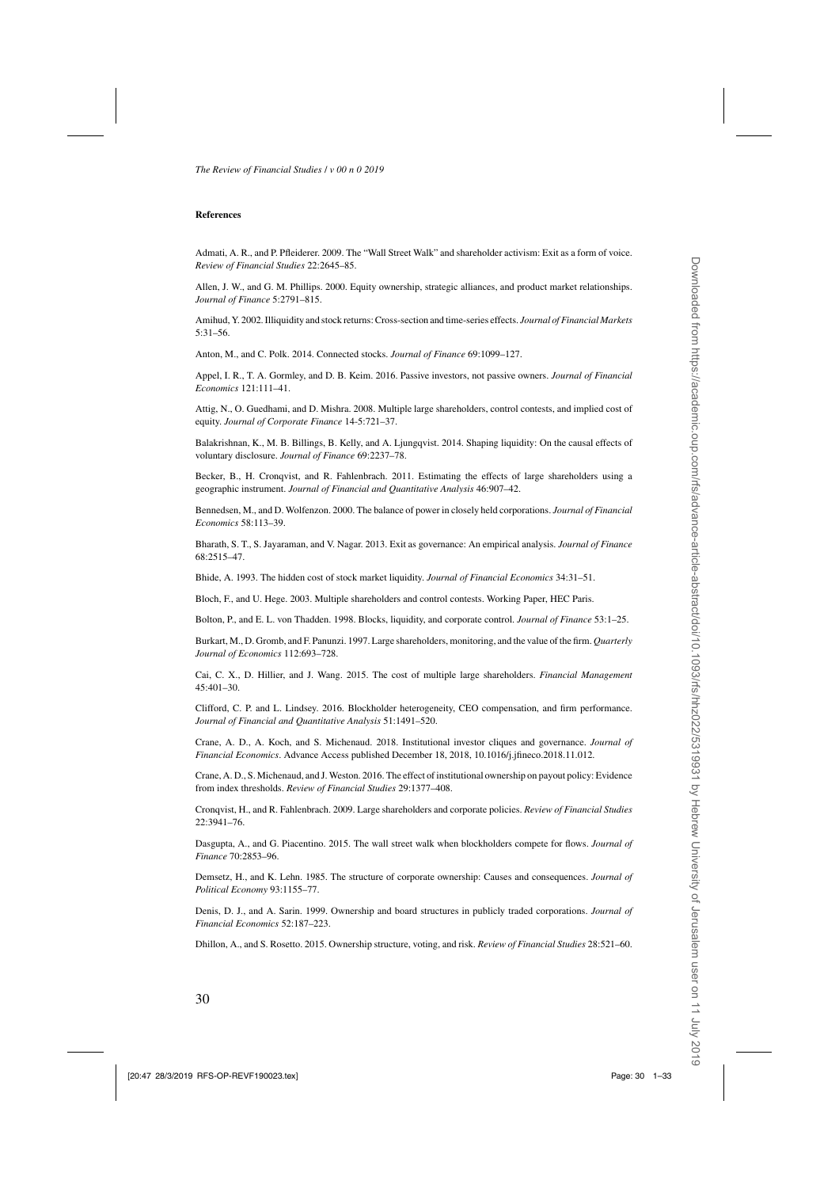### References

Admati, A. R., and P. Pfleiderer. 2009. The "Wall Street Walk" and shareholder activism: Exit as a form of voice. *Review of Financial Studies* 22:2645–85.

Allen, J. W., and G. M. Phillips. 2000. Equity ownership, strategic alliances, and product market relationships. *Journal of Finance* 5:2791–815.

Amihud, Y. 2002. Illiquidity and stock returns: Cross-section and time-series effects. *Journal of Financial Markets* 5:31–56.

Anton, M., and C. Polk. 2014. Connected stocks. *Journal of Finance* 69:1099–127.

Appel, I. R., T. A. Gormley, and D. B. Keim. 2016. Passive investors, not passive owners. *Journal of Financial Economics* 121:111–41.

Attig, N., O. Guedhami, and D. Mishra. 2008. Multiple large shareholders, control contests, and implied cost of equity. *Journal of Corporate Finance* 14-5:721–37.

Balakrishnan, K., M. B. Billings, B. Kelly, and A. Ljungqvist. 2014. Shaping liquidity: On the causal effects of voluntary disclosure. *Journal of Finance* 69:2237–78.

Becker, B., H. Cronqvist, and R. Fahlenbrach. 2011. Estimating the effects of large shareholders using a geographic instrument. *Journal of Financial and Quantitative Analysis* 46:907–42.

Bennedsen, M., and D. Wolfenzon. 2000. The balance of power in closely held corporations. *Journal of Financial Economics* 58:113–39.

Bharath, S. T., S. Jayaraman, and V. Nagar. 2013. Exit as governance: An empirical analysis. *Journal of Finance* 68:2515–47.

Bhide, A. 1993. The hidden cost of stock market liquidity. *Journal of Financial Economics* 34:31–51.

Bloch, F., and U. Hege. 2003. Multiple shareholders and control contests. Working Paper, HEC Paris.

Bolton, P., and E. L. von Thadden. 1998. Blocks, liquidity, and corporate control. *Journal of Finance* 53:1–25.

Burkart, M., D. Gromb, and F. Panunzi. 1997. Large shareholders, monitoring, and the value of the firm. *Quarterly Journal of Economics* 112:693–728.

Cai, C. X., D. Hillier, and J. Wang. 2015. The cost of multiple large shareholders. *Financial Management* 45:401–30.

Clifford, C. P. and L. Lindsey. 2016. Blockholder heterogeneity, CEO compensation, and firm performance. *Journal of Financial and Quantitative Analysis* 51:1491–520.

Crane, A. D., A. Koch, and S. Michenaud. 2018. Institutional investor cliques and governance. *Journal of Financial Economics*. Advance Access published December 18, 2018, 10.1016/j.jfineco.2018.11.012.

Crane, A. D., S. Michenaud, and J. Weston. 2016. The effect of institutional ownership on payout policy: Evidence from index thresholds. *Review of Financial Studies* 29:1377–408.

Cronqvist, H., and R. Fahlenbrach. 2009. Large shareholders and corporate policies. *Review of Financial Studies* 22:3941–76.

Dasgupta, A., and G. Piacentino. 2015. The wall street walk when blockholders compete for flows. *Journal of Finance* 70:2853–96.

Demsetz, H., and K. Lehn. 1985. The structure of corporate ownership: Causes and consequences. *Journal of Political Economy* 93:1155–77.

Denis, D. J., and A. Sarin. 1999. Ownership and board structures in publicly traded corporations. *Journal of Financial Economics* 52:187–223.

Dhillon, A., and S. Rosetto. 2015. Ownership structure, voting, and risk. *Review of Financial Studies* 28:521–60.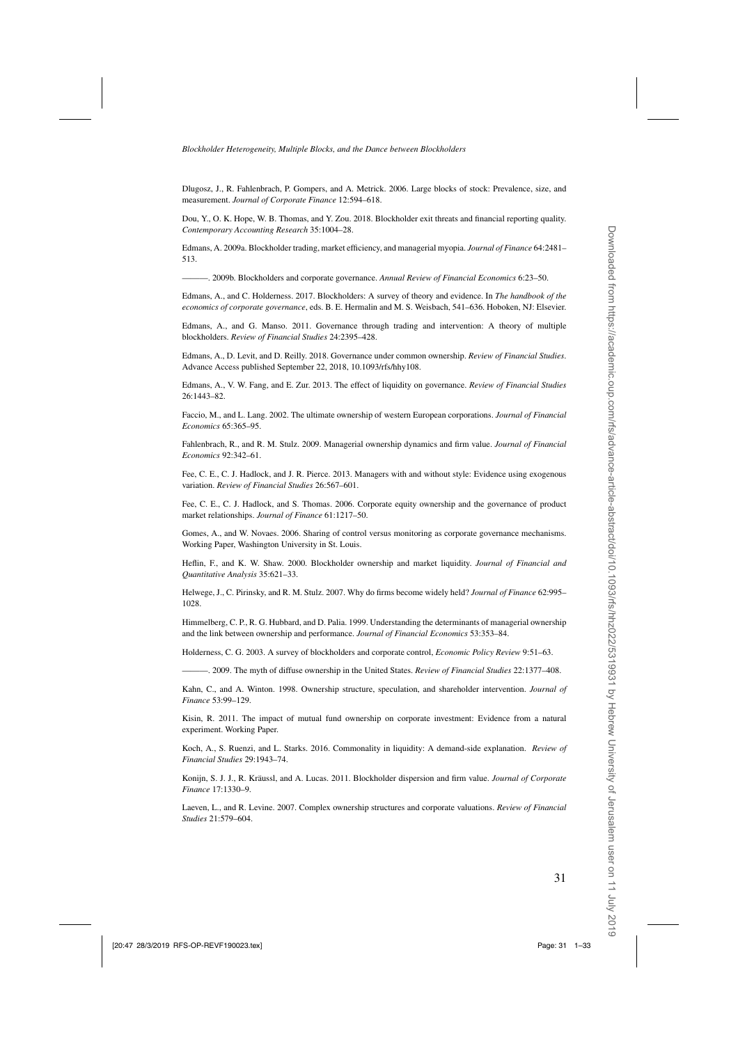Dlugosz, J., R. Fahlenbrach, P. Gompers, and A. Metrick. 2006. Large blocks of stock: Prevalence, size, and measurement. *Journal of Corporate Finance* 12:594–618.

Dou, Y., O. K. Hope, W. B. Thomas, and Y. Zou. 2018. Blockholder exit threats and financial reporting quality. *Contemporary Accounting Research* 35:1004–28.

Edmans, A. 2009a. Blockholder trading, market efficiency, and managerial myopia. *Journal of Finance* 64:2481–513.

———. 2009b. Blockholders and corporate governance. *Annual Review of Financial Economics* 6:23–50.

Edmans, A., and C. Holderness. 2017. Blockholders: A survey of theory and evidence. In *The handbook of the economics of corporate governance*, eds. B. E. Hermalin and M. S. Weisbach, 541–636. Hoboken, NJ: Elsevier.

Edmans, A., and G. Manso. 2011. Governance through trading and intervention: A theory of multiple blockholders. *Review of Financial Studies* 24:2395–428.

Edmans, A., D. Levit, and D. Reilly. 2018. Governance under common ownership. *Review of Financial Studies*. Advance Access published September 22, 2018, 10.1093/rfs/hhy108.

Edmans, A., V. W. Fang, and E. Zur. 2013. The effect of liquidity on governance. *Review of Financial Studies* 26:1443–82.

Faccio, M., and L. Lang. 2002. The ultimate ownership of western European corporations. *Journal of Financial Economics* 65:365–95.

Fahlenbrach, R., and R. M. Stulz. 2009. Managerial ownership dynamics and firm value. *Journal of Financial Economics* 92:342–61.

Fee, C. E., C. J. Hadlock, and J. R. Pierce. 2013. Managers with and without style: Evidence using exogenous variation. *Review of Financial Studies* 26:567–601.

Fee, C. E., C. J. Hadlock, and S. Thomas. 2006. Corporate equity ownership and the governance of product market relationships. *Journal of Finance* 61:1217–50.

Gomes, A., and W. Novaes. 2006. Sharing of control versus monitoring as corporate governance mechanisms. Working Paper, Washington University in St. Louis.

Heflin, F., and K. W. Shaw. 2000. Blockholder ownership and market liquidity. *Journal of Financial and Quantitative Analysis* 35:621–33.

Helwege, J., C. Pirinsky, and R. M. Stulz. 2007. Why do firms become widely held? *Journal of Finance* 62:995–1028.

Himmelberg, C. P., R. G. Hubbard, and D. Palia. 1999. Understanding the determinants of managerial ownership and the link between ownership and performance. *Journal of Financial Economics* 53:353–84.

Holderness, C. G. 2003. A survey of blockholders and corporate control, *Economic Policy Review* 9:51–63.

———. 2009. The myth of diffuse ownership in the United States. *Review of Financial Studies* 22:1377–408.

Kahn, C., and A. Winton. 1998. Ownership structure, speculation, and shareholder intervention. *Journal of Finance* 53:99–129.

Kisin, R. 2011. The impact of mutual fund ownership on corporate investment: Evidence from a natural experiment. Working Paper.

Koch, A., S. Ruenzi, and L. Starks. 2016. Commonality in liquidity: A demand-side explanation. *Review of Financial Studies* 29:1943–74.

Konijn, S. J. J., R. Kräussl, and A. Lucas. 2011. Blockholder dispersion and firm value. *Journal of Corporate Finance* 17:1330–9.

Laeven, L., and R. Levine. 2007. Complex ownership structures and corporate valuations. *Review of Financial Studies* 21:579–604.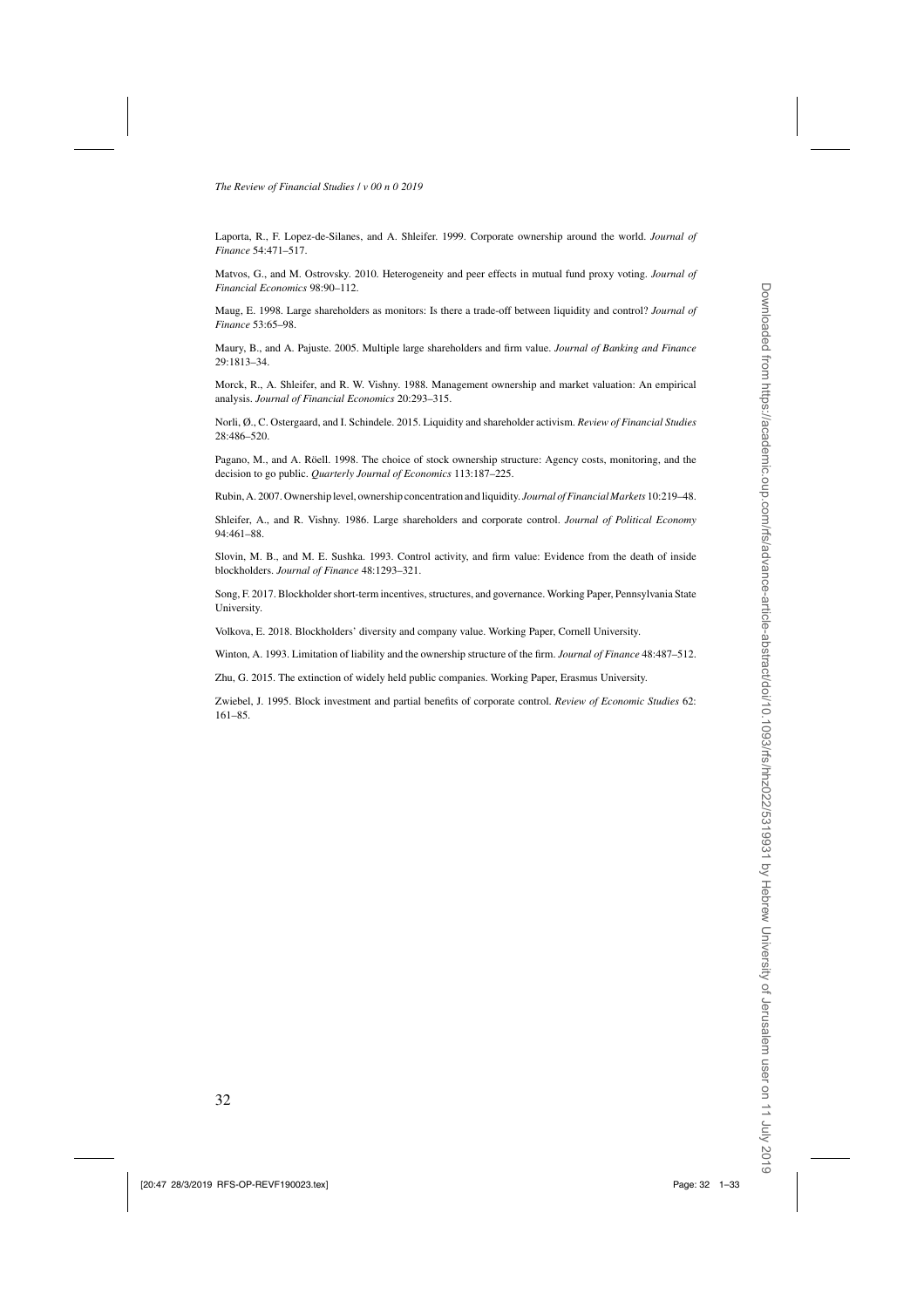Laporta, R., F. Lopez-de-Silanes, and A. Shleifer. 1999. Corporate ownership around the world. *Journal of Finance* 54:471–517.

Matvos, G., and M. Ostrovsky. 2010. Heterogeneity and peer effects in mutual fund proxy voting. *Journal of Financial Economics* 98:90–112.

Maug, E. 1998. Large shareholders as monitors: Is there a trade-off between liquidity and control? *Journal of Finance* 53:65–98.

Maury, B., and A. Pajuste. 2005. Multiple large shareholders and firm value. *Journal of Banking and Finance* 29:1813–34.

Morck, R., A. Shleifer, and R. W. Vishny. 1988. Management ownership and market valuation: An empirical analysis. *Journal of Financial Economics* 20:293–315.

Norli, Ø., C. Ostergaard, and I. Schindele. 2015. Liquidity and shareholder activism. *Review of Financial Studies* 28:486–520.

Pagano, M., and A. Röell. 1998. The choice of stock ownership structure: Agency costs, monitoring, and the decision to go public. *Quarterly Journal of Economics* 113:187–225.

Rubin, A. 2007. Ownership level, ownership concentration and liquidity. *Journal of Financial Markets* 10:219–48.

Shleifer, A., and R. Vishny. 1986. Large shareholders and corporate control. *Journal of Political Economy* 94:461–88.

Slovin, M. B., and M. E. Sushka. 1993. Control activity, and firm value: Evidence from the death of inside blockholders. *Journal of Finance* 48:1293–321.

Song, F. 2017. Blockholder short-term incentives, structures, and governance. Working Paper, Pennsylvania State University.

Volkova, E. 2018. Blockholders' diversity and company value. Working Paper, Cornell University.

Winton, A. 1993. Limitation of liability and the ownership structure of the firm. *Journal of Finance* 48:487–512.

Zhu, G. 2015. The extinction of widely held public companies. Working Paper, Erasmus University.

Zwiebel, J. 1995. Block investment and partial benefits of corporate control. *Review of Economic Studies* 62: 161–85.